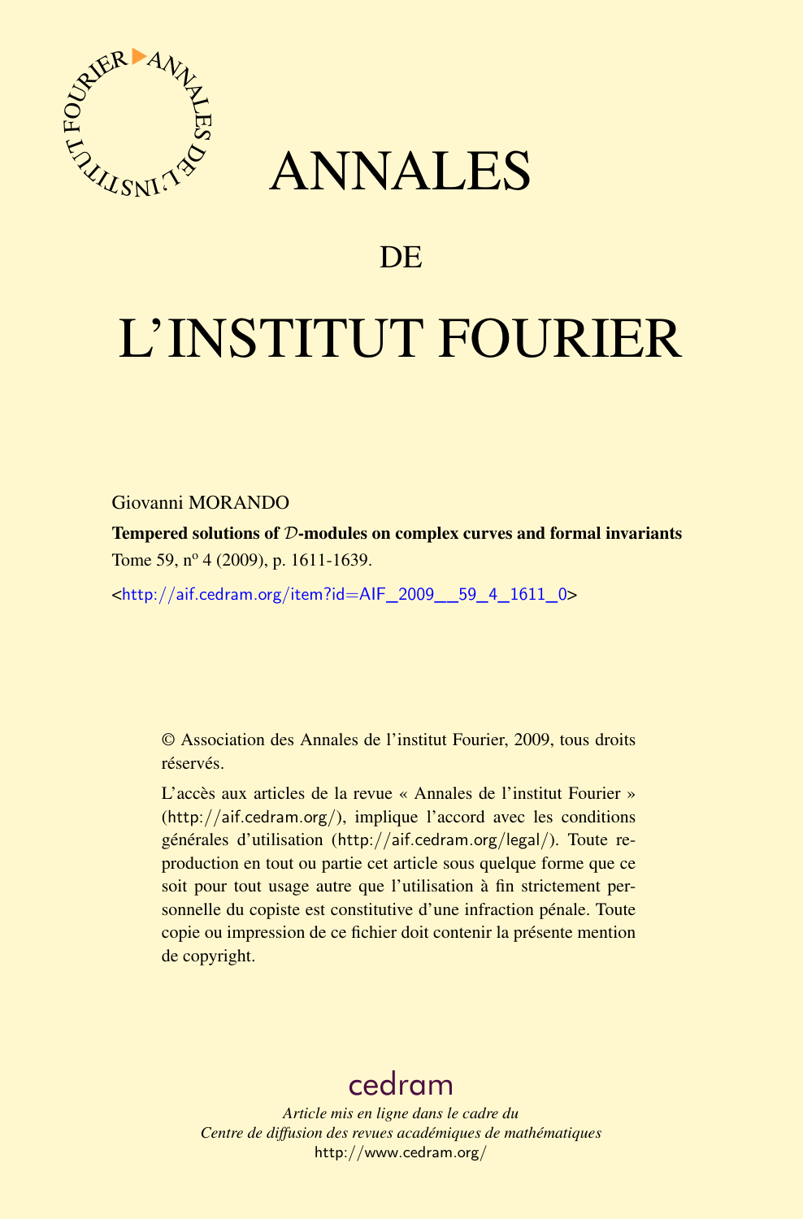# ANNALES

## DE

# L'INSTITUT FOURIER

Giovanni MORANDO

**Tempered solutions of $\mathcal{D}$-modules on complex curves and formal invariants**

Tome 59, nº 4 (2009), p. 1611-1639.

<http://aif.cedram.org/item?id=AIF_2009__59_4_1611_0>

© Association des Annales de l'institut Fourier, 2009, tous droits réservés.

L'accès aux articles de la revue « Annales de l'institut Fourier » (http://aif.cedram.org/), implique l'accord avec les conditions générales d'utilisation (http://aif.cedram.org/legal/). Toute reproduction en tout ou partie cet article sous quelque forme que ce soit pour tout usage autre que l'utilisation à fin strictement personnelle du copiste est constitutive d'une infraction pénale. Toute copie ou impression de ce fichier doit contenir la présente mention de copyright.

cedram

*Article mis en ligne dans le cadre du*
*Centre de diffusion des revues académiques de mathématiques*
http://www.cedram.org/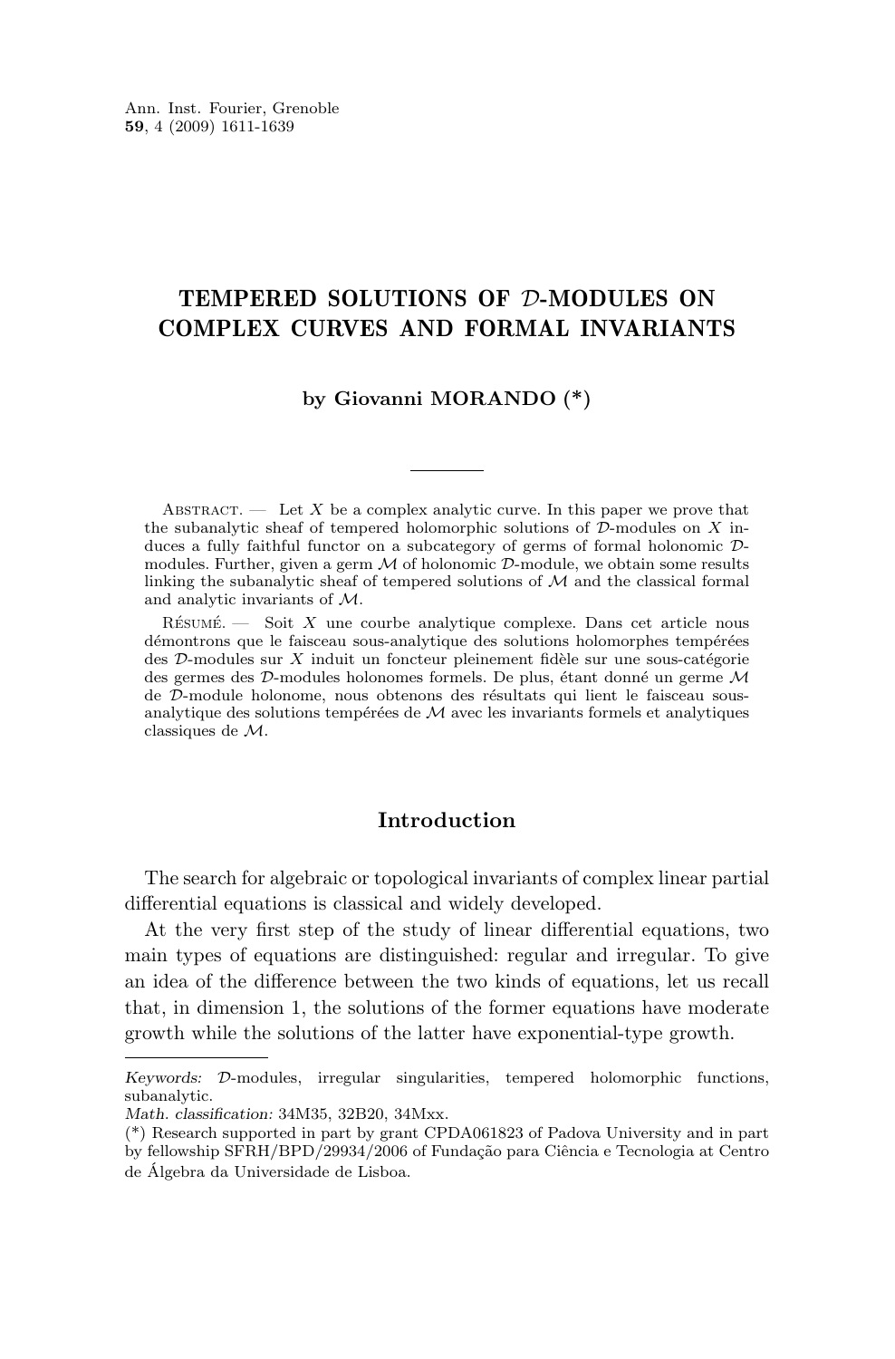# TEMPERED SOLUTIONS OF $\mathcal{D}$-MODULES ON COMPLEX CURVES AND FORMAL INVARIANTS

**by Giovanni MORANDO (\*)**

Abstract. — Let $X$ be a complex analytic curve. In this paper we prove that the subanalytic sheaf of tempered holomorphic solutions of $\mathcal{D}$-modules on $X$ induces a fully faithful functor on a subcategory of germs of formal holonomic $\mathcal{D}$-modules. Further, given a germ $\mathcal{M}$ of holonomic $\mathcal{D}$-module, we obtain some results linking the subanalytic sheaf of tempered solutions of $\mathcal{M}$ and the classical formal and analytic invariants of $\mathcal{M}$.

Résumé. — Soit $X$ une courbe analytique complexe. Dans cet article nous démontrons que le faisceau sous-analytique des solutions holomorphes tempérées des $\mathcal{D}$-modules sur $X$ induit un foncteur pleinement fidèle sur une sous-catégorie des germes des $\mathcal{D}$-modules holonomes formels. De plus, étant donné un germe $\mathcal{M}$ de $\mathcal{D}$-module holonome, nous obtenons des résultats qui lient le faisceau sous-analytique des solutions tempérées de $\mathcal{M}$ avec les invariants formels et analytiques classiques de $\mathcal{M}$.

## Introduction

The search for algebraic or topological invariants of complex linear partial differential equations is classical and widely developed.

At the very first step of the study of linear differential equations, two main types of equations are distinguished: regular and irregular. To give an idea of the difference between the two kinds of equations, let us recall that, in dimension 1, the solutions of the former equations have moderate growth while the solutions of the latter have exponential-type growth.

---

*Keywords:* $\mathcal{D}$-modules, irregular singularities, tempered holomorphic functions, subanalytic.

*Math. classification:* 34M35, 32B20, 34Mxx.

(\*) Research supported in part by grant CPDA061823 of Padova University and in part by fellowship SFRH/BPD/29934/2006 of Fundação para Ciência e Tecnologia at Centro de Álgebra da Universidade de Lisboa.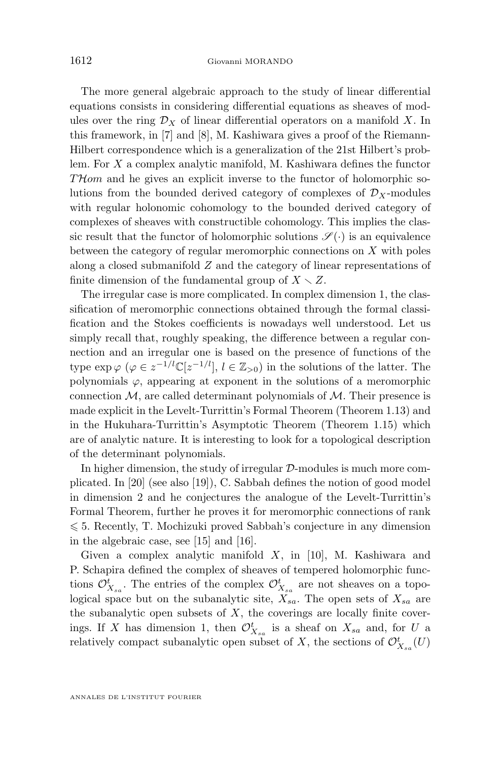The more general algebraic approach to the study of linear differential equations consists in considering differential equations as sheaves of modules over the ring $\mathcal{D}_X$ of linear differential operators on a manifold $X$. In this framework, in [7] and [8], M. Kashiwara gives a proof of the Riemann-Hilbert correspondence which is a generalization of the 21st Hilbert's problem. For $X$ a complex analytic manifold, M. Kashiwara defines the functor $T\mathcal{H}om$ and he gives an explicit inverse to the functor of holomorphic solutions from the bounded derived category of complexes of $\mathcal{D}_X$-modules with regular holonomic cohomology to the bounded derived category of complexes of sheaves with constructible cohomology. This implies the classic result that the functor of holomorphic solutions $\mathscr{S}(\cdot)$ is an equivalence between the category of regular meromorphic connections on $X$ with poles along a closed submanifold $Z$ and the category of linear representations of finite dimension of the fundamental group of $X \setminus Z$.

The irregular case is more complicated. In complex dimension 1, the classification of meromorphic connections obtained through the formal classification and the Stokes coefficients is nowadays well understood. Let us simply recall that, roughly speaking, the difference between a regular connection and an irregular one is based on the presence of functions of the type $\exp\varphi$ ($\varphi \in z^{-1/l}\mathbb{C}[z^{-1/l}]$, $l \in \mathbb{Z}_{>0}$) in the solutions of the latter. The polynomials $\varphi$, appearing at exponent in the solutions of a meromorphic connection $\mathcal{M}$, are called determinant polynomials of $\mathcal{M}$. Their presence is made explicit in the Levelt-Turrittin's Formal Theorem (Theorem 1.13) and in the Hukuhara-Turrittin's Asymptotic Theorem (Theorem 1.15) which are of analytic nature. It is interesting to look for a topological description of the determinant polynomials.

In higher dimension, the study of irregular $\mathcal{D}$-modules is much more complicated. In [20] (see also [19]), C. Sabbah defines the notion of good model in dimension 2 and he conjectures the analogue of the Levelt-Turrittin's Formal Theorem, further he proves it for meromorphic connections of rank $\leqslant 5$. Recently, T. Mochizuki proved Sabbah's conjecture in any dimension in the algebraic case, see [15] and [16].

Given a complex analytic manifold $X$, in [10], M. Kashiwara and P. Schapira defined the complex of sheaves of tempered holomorphic functions $\mathcal{O}^t_{X_{sa}}$. The entries of the complex $\mathcal{O}^t_{X_{sa}}$ are not sheaves on a topological space but on the subanalytic site, $X_{sa}$. The open sets of $X_{sa}$ are the subanalytic open subsets of $X$, the coverings are locally finite coverings. If $X$ has dimension 1, then $\mathcal{O}^t_{X_{sa}}$ is a sheaf on $X_{sa}$ and, for $U$ a relatively compact subanalytic open subset of $X$, the sections of $\mathcal{O}^t_{X_{sa}}(U)$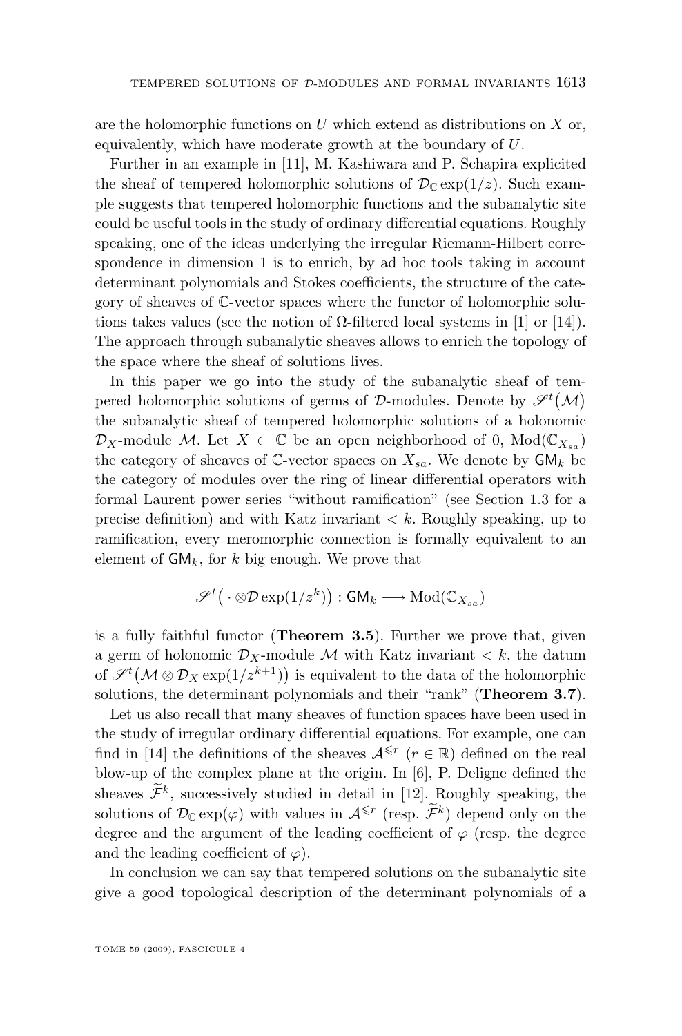are the holomorphic functions on $U$ which extend as distributions on $X$ or, equivalently, which have moderate growth at the boundary of $U$.

Further in an example in [11], M. Kashiwara and P. Schapira explicited the sheaf of tempered holomorphic solutions of $\mathcal{D}_{\mathbb{C}} \exp(1/z)$. Such example suggests that tempered holomorphic functions and the subanalytic site could be useful tools in the study of ordinary differential equations. Roughly speaking, one of the ideas underlying the irregular Riemann-Hilbert correspondence in dimension 1 is to enrich, by ad hoc tools taking in account determinant polynomials and Stokes coefficients, the structure of the category of sheaves of $\mathbb{C}$-vector spaces where the functor of holomorphic solutions takes values (see the notion of $\Omega$-filtered local systems in [1] or [14]). The approach through subanalytic sheaves allows to enrich the topology of the space where the sheaf of solutions lives.

In this paper we go into the study of the subanalytic sheaf of tempered holomorphic solutions of germs of $\mathcal{D}$-modules. Denote by $\mathscr{S}^t(\mathcal{M})$ the subanalytic sheaf of tempered holomorphic solutions of a holonomic $\mathcal{D}_X$-module $\mathcal{M}$. Let $X \subset \mathbb{C}$ be an open neighborhood of 0, $\mathrm{Mod}(\mathbb{C}_{X_{sa}})$ the category of sheaves of $\mathbb{C}$-vector spaces on $X_{sa}$. We denote by $\mathsf{GM}_k$ be the category of modules over the ring of linear differential operators with formal Laurent power series "without ramification" (see Section 1.3 for a precise definition) and with Katz invariant $< k$. Roughly speaking, up to ramification, every meromorphic connection is formally equivalent to an element of $\mathsf{GM}_k$, for $k$ big enough. We prove that

$$\mathscr{S}^t\big(\,\cdot \otimes \mathcal{D} \exp(1/z^k)\big) : \mathsf{GM}_k \longrightarrow \mathrm{Mod}(\mathbb{C}_{X_{sa}})$$

is a fully faithful functor (**Theorem 3.5**). Further we prove that, given a germ of holonomic $\mathcal{D}_X$-module $\mathcal{M}$ with Katz invariant $< k$, the datum of $\mathscr{S}^t\big(\mathcal{M} \otimes \mathcal{D}_X \exp(1/z^{k+1})\big)$ is equivalent to the data of the holomorphic solutions, the determinant polynomials and their "rank" (**Theorem 3.7**).

Let us also recall that many sheaves of function spaces have been used in the study of irregular ordinary differential equations. For example, one can find in [14] the definitions of the sheaves $\mathcal{A}^{\leqslant r}$ ($r \in \mathbb{R}$) defined on the real blow-up of the complex plane at the origin. In [6], P. Deligne defined the sheaves $\widetilde{\mathcal{F}}^k$, successively studied in detail in [12]. Roughly speaking, the solutions of $\mathcal{D}_{\mathbb{C}} \exp(\varphi)$ with values in $\mathcal{A}^{\leqslant r}$ (resp. $\widetilde{\mathcal{F}}^k$) depend only on the degree and the argument of the leading coefficient of $\varphi$ (resp. the degree and the leading coefficient of $\varphi$).

In conclusion we can say that tempered solutions on the subanalytic site give a good topological description of the determinant polynomials of a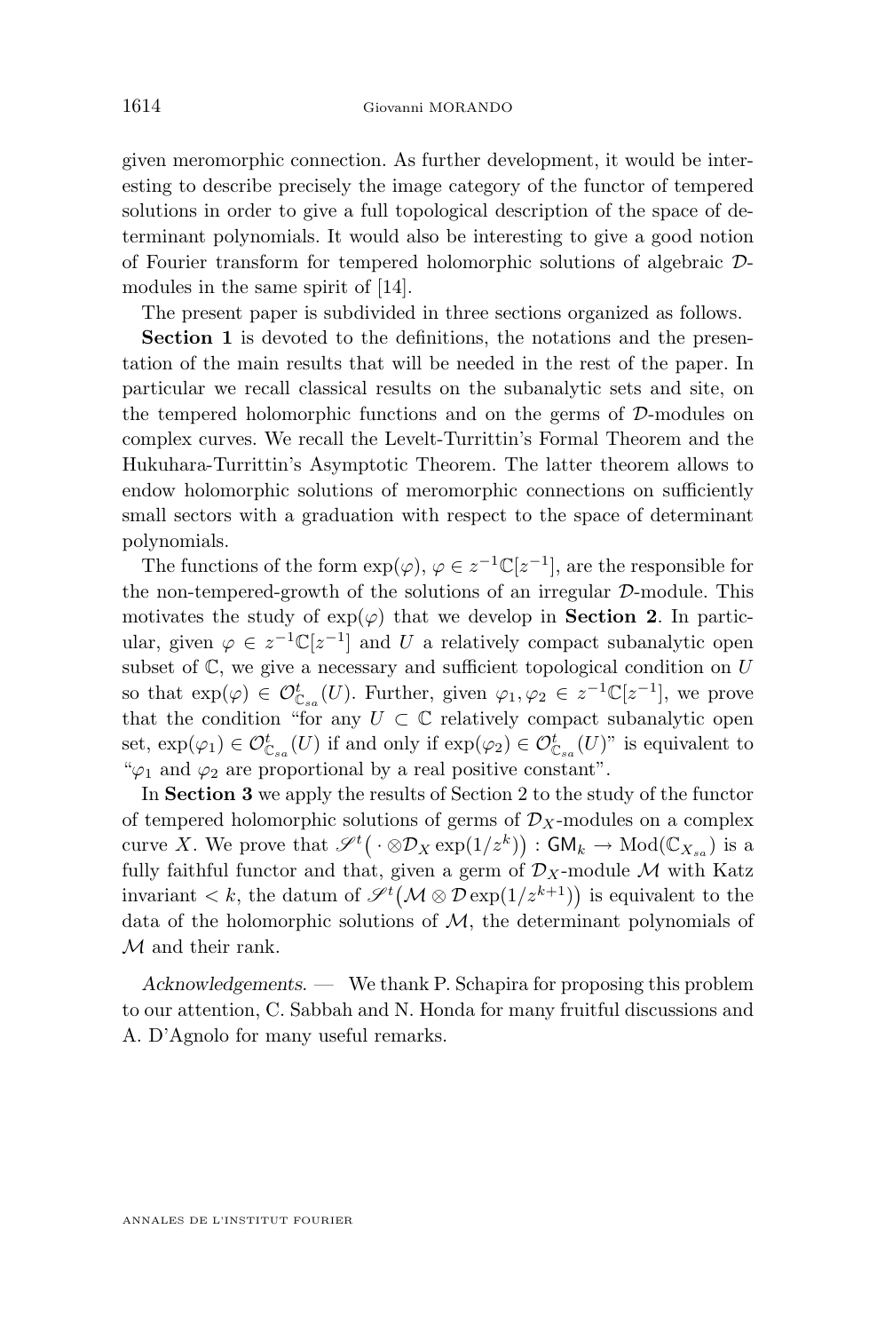given meromorphic connection. As further development, it would be interesting to describe precisely the image category of the functor of tempered solutions in order to give a full topological description of the space of determinant polynomials. It would also be interesting to give a good notion of Fourier transform for tempered holomorphic solutions of algebraic $\mathcal{D}$-modules in the same spirit of [14].

The present paper is subdivided in three sections organized as follows.

**Section 1** is devoted to the definitions, the notations and the presentation of the main results that will be needed in the rest of the paper. In particular we recall classical results on the subanalytic sets and site, on the tempered holomorphic functions and on the germs of $\mathcal{D}$-modules on complex curves. We recall the Levelt-Turrittin's Formal Theorem and the Hukuhara-Turrittin's Asymptotic Theorem. The latter theorem allows to endow holomorphic solutions of meromorphic connections on sufficiently small sectors with a graduation with respect to the space of determinant polynomials.

The functions of the form $\exp(\varphi)$, $\varphi \in z^{-1}\mathbb{C}[z^{-1}]$, are the responsible for the non-tempered-growth of the solutions of an irregular $\mathcal{D}$-module. This motivates the study of $\exp(\varphi)$ that we develop in **Section 2**. In particular, given $\varphi \in z^{-1}\mathbb{C}[z^{-1}]$ and $U$ a relatively compact subanalytic open subset of $\mathbb{C}$, we give a necessary and sufficient topological condition on $U$ so that $\exp(\varphi) \in \mathcal{O}^t_{\mathbb{C}_{sa}}(U)$. Further, given $\varphi_1, \varphi_2 \in z^{-1}\mathbb{C}[z^{-1}]$, we prove that the condition "for any $U \subset \mathbb{C}$ relatively compact subanalytic open set, $\exp(\varphi_1) \in \mathcal{O}^t_{\mathbb{C}_{sa}}(U)$ if and only if $\exp(\varphi_2) \in \mathcal{O}^t_{\mathbb{C}_{sa}}(U)$" is equivalent to "$\varphi_1$ and $\varphi_2$ are proportional by a real positive constant".

In **Section 3** we apply the results of Section 2 to the study of the functor of tempered holomorphic solutions of germs of $\mathcal{D}_X$-modules on a complex curve $X$. We prove that $\mathscr{S}^t\big(\cdot \otimes \mathcal{D}_X \exp(1/z^k)\big) : \mathsf{GM}_k \to \mathrm{Mod}(\mathbb{C}_{X_{sa}})$ is a fully faithful functor and that, given a germ of $\mathcal{D}_X$-module $\mathcal{M}$ with Katz invariant $< k$, the datum of $\mathscr{S}^t\big(\mathcal{M} \otimes \mathcal{D} \exp(1/z^{k+1})\big)$ is equivalent to the data of the holomorphic solutions of $\mathcal{M}$, the determinant polynomials of $\mathcal{M}$ and their rank.

*Acknowledgements*. — We thank P. Schapira for proposing this problem to our attention, C. Sabbah and N. Honda for many fruitful discussions and A. D'Agnolo for many useful remarks.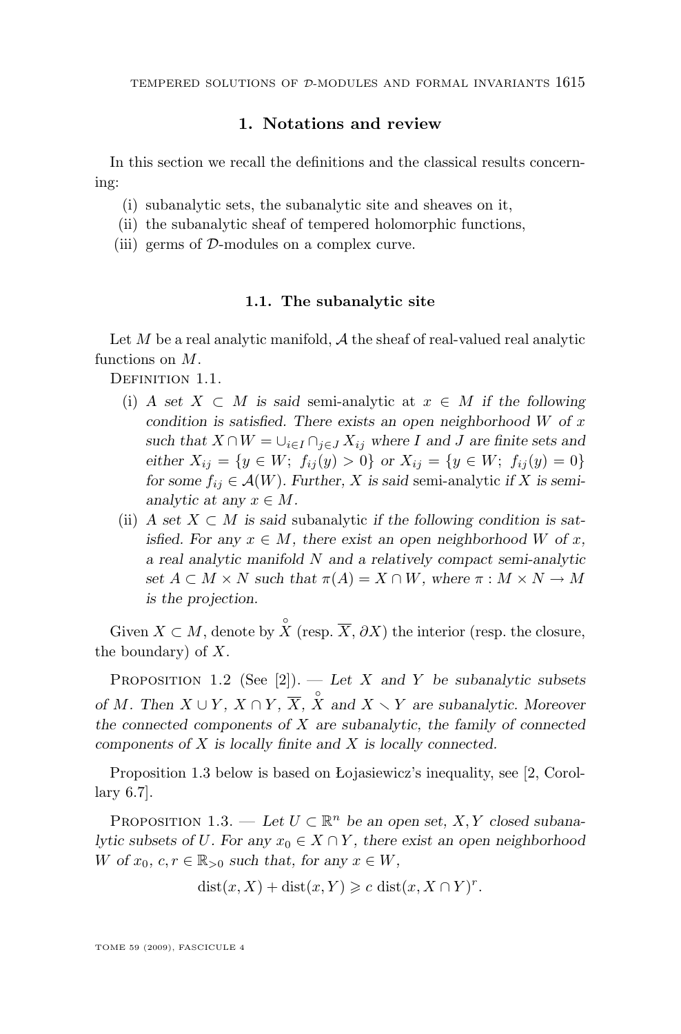## 1. Notations and review

In this section we recall the definitions and the classical results concerning:

(i) subanalytic sets, the subanalytic site and sheaves on it,
(ii) the subanalytic sheaf of tempered holomorphic functions,
(iii) germs of $\mathcal{D}$-modules on a complex curve.

### 1.1. The subanalytic site

Let $M$ be a real analytic manifold, $\mathcal{A}$ the sheaf of real-valued real analytic functions on $M$.

Definition 1.1.

(i) *A set $X \subset M$ is said* semi-analytic at $x \in M$ *if the following condition is satisfied. There exists an open neighborhood $W$ of $x$ such that $X \cap W = \cup_{i \in I} \cap_{j \in J} X_{ij}$ where $I$ and $J$ are finite sets and either $X_{ij} = \{y \in W;\ f_{ij}(y) > 0\}$ or $X_{ij} = \{y \in W;\ f_{ij}(y) = 0\}$ for some $f_{ij} \in \mathcal{A}(W)$. Further, $X$ is said* semi-analytic *if $X$ is semi-analytic at any $x \in M$.*

(ii) *A set $X \subset M$ is said* subanalytic *if the following condition is satisfied. For any $x \in M$, there exist an open neighborhood $W$ of $x$, a real analytic manifold $N$ and a relatively compact semi-analytic set $A \subset M \times N$ such that $\pi(A) = X \cap W$, where $\pi : M \times N \to M$ is the projection.*

Given $X \subset M$, denote by $\mathring{X}$ (resp. $\overline{X}$, $\partial X$) the interior (resp. the closure, the boundary) of $X$.

Proposition 1.2 (See [2]). — *Let $X$ and $Y$ be subanalytic subsets of $M$. Then $X \cup Y$, $X \cap Y$, $\overline{X}$, $\mathring{X}$ and $X \smallsetminus Y$ are subanalytic. Moreover the connected components of $X$ are subanalytic, the family of connected components of $X$ is locally finite and $X$ is locally connected.*

Proposition 1.3 below is based on Łojasiewicz's inequality, see [2, Corollary 6.7].

Proposition 1.3. — *Let $U \subset \mathbb{R}^n$ be an open set, $X, Y$ closed subanalytic subsets of $U$. For any $x_0 \in X \cap Y$, there exist an open neighborhood $W$ of $x_0$, $c, r \in \mathbb{R}_{>0}$ such that, for any $x \in W$,*

$$\operatorname{dist}(x, X) + \operatorname{dist}(x, Y) \geqslant c \operatorname{dist}(x, X \cap Y)^r.$$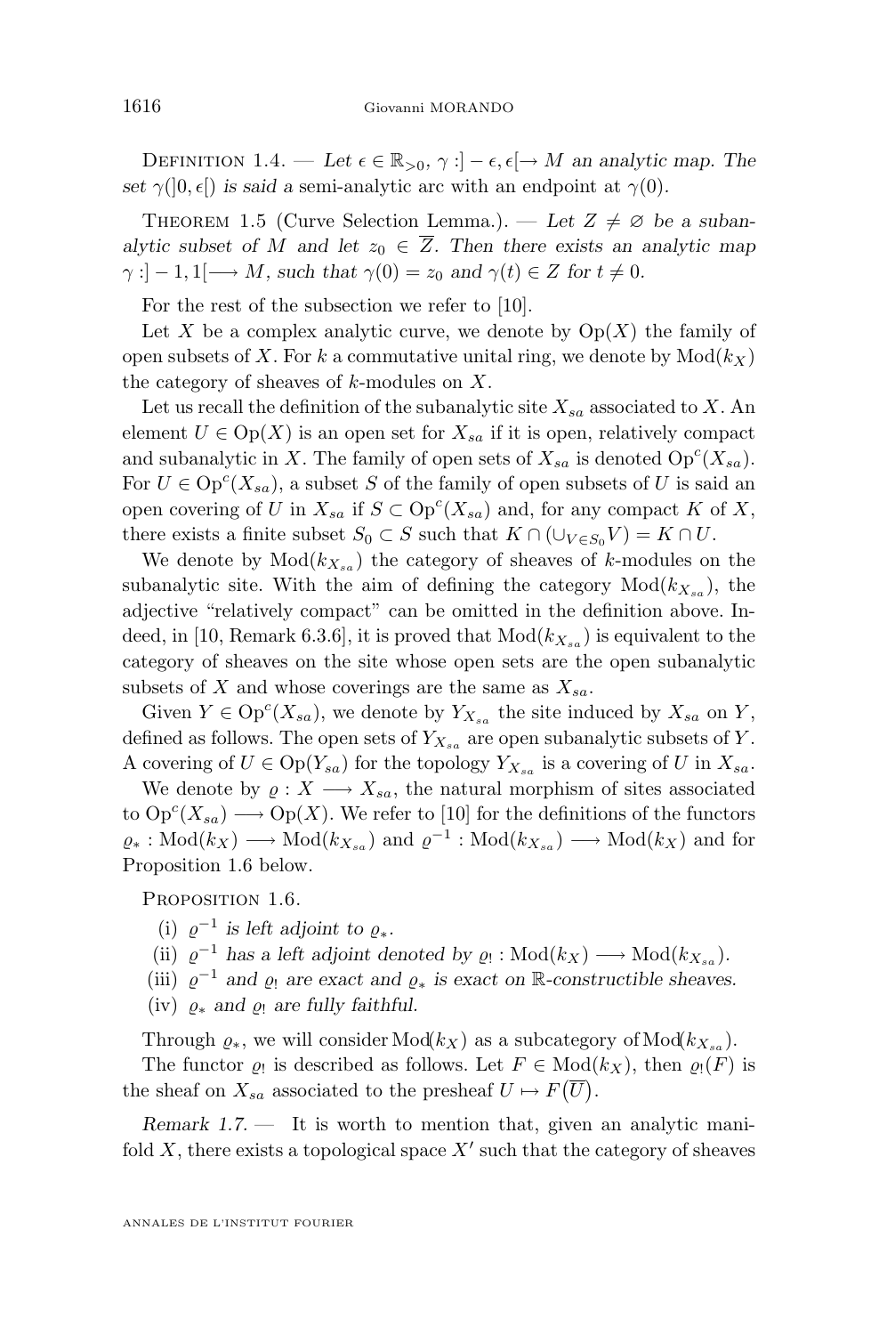Definition 1.4. — *Let $\epsilon \in \mathbb{R}_{>0}$, $\gamma : ]-\epsilon, \epsilon[ \to M$ an analytic map. The set $\gamma(]0,\epsilon[)$ is said* a semi-analytic arc with an endpoint at $\gamma(0)$.

Theorem 1.5 (Curve Selection Lemma.). — *Let $Z \neq \varnothing$ be a subanalytic subset of $M$ and let $z_0 \in \overline{Z}$. Then there exists an analytic map $\gamma : ]-1, 1[ \longrightarrow M$, such that $\gamma(0) = z_0$ and $\gamma(t) \in Z$ for $t \neq 0$.*

For the rest of the subsection we refer to [10].

Let $X$ be a complex analytic curve, we denote by $\mathrm{Op}(X)$ the family of open subsets of $X$. For $k$ a commutative unital ring, we denote by $\mathrm{Mod}(k_X)$ the category of sheaves of $k$-modules on $X$.

Let us recall the definition of the subanalytic site $X_{sa}$ associated to $X$. An element $U \in \mathrm{Op}(X)$ is an open set for $X_{sa}$ if it is open, relatively compact and subanalytic in $X$. The family of open sets of $X_{sa}$ is denoted $\mathrm{Op}^c(X_{sa})$. For $U \in \mathrm{Op}^c(X_{sa})$, a subset $S$ of the family of open subsets of $U$ is said an open covering of $U$ in $X_{sa}$ if $S \subset \mathrm{Op}^c(X_{sa})$ and, for any compact $K$ of $X$, there exists a finite subset $S_0 \subset S$ such that $K \cap (\cup_{V \in S_0} V) = K \cap U$.

We denote by $\mathrm{Mod}(k_{X_{sa}})$ the category of sheaves of $k$-modules on the subanalytic site. With the aim of defining the category $\mathrm{Mod}(k_{X_{sa}})$, the adjective "relatively compact" can be omitted in the definition above. Indeed, in [10, Remark 6.3.6], it is proved that $\mathrm{Mod}(k_{X_{sa}})$ is equivalent to the category of sheaves on the site whose open sets are the open subanalytic subsets of $X$ and whose coverings are the same as $X_{sa}$.

Given $Y \in \mathrm{Op}^c(X_{sa})$, we denote by $Y_{X_{sa}}$ the site induced by $X_{sa}$ on $Y$, defined as follows. The open sets of $Y_{X_{sa}}$ are open subanalytic subsets of $Y$. A covering of $U \in \mathrm{Op}(Y_{sa})$ for the topology $Y_{X_{sa}}$ is a covering of $U$ in $X_{sa}$.

We denote by $\varrho : X \longrightarrow X_{sa}$, the natural morphism of sites associated to $\mathrm{Op}^c(X_{sa}) \longrightarrow \mathrm{Op}(X)$. We refer to [10] for the definitions of the functors $\varrho_* : \mathrm{Mod}(k_X) \longrightarrow \mathrm{Mod}(k_{X_{sa}})$ and $\varrho^{-1} : \mathrm{Mod}(k_{X_{sa}}) \longrightarrow \mathrm{Mod}(k_X)$ and for Proposition 1.6 below.

Proposition 1.6.

(i) *$\varrho^{-1}$ is left adjoint to $\varrho_*$.*

(ii) *$\varrho^{-1}$ has a left adjoint denoted by $\varrho_! : \mathrm{Mod}(k_X) \longrightarrow \mathrm{Mod}(k_{X_{sa}})$.*

(iii) *$\varrho^{-1}$ and $\varrho_!$ are exact and $\varrho_*$ is exact on $\mathbb{R}$-constructible sheaves.*

(iv) *$\varrho_*$ and $\varrho_!$ are fully faithful.*

Through $\varrho_*$, we will consider $\mathrm{Mod}(k_X)$ as a subcategory of $\mathrm{Mod}(k_{X_{sa}})$.

The functor $\varrho_!$ is described as follows. Let $F \in \mathrm{Mod}(k_X)$, then $\varrho_!(F)$ is the sheaf on $X_{sa}$ associated to the presheaf $U \mapsto F(\overline{U})$.

*Remark 1.7.* — It is worth to mention that, given an analytic manifold $X$, there exists a topological space $X'$ such that the category of sheaves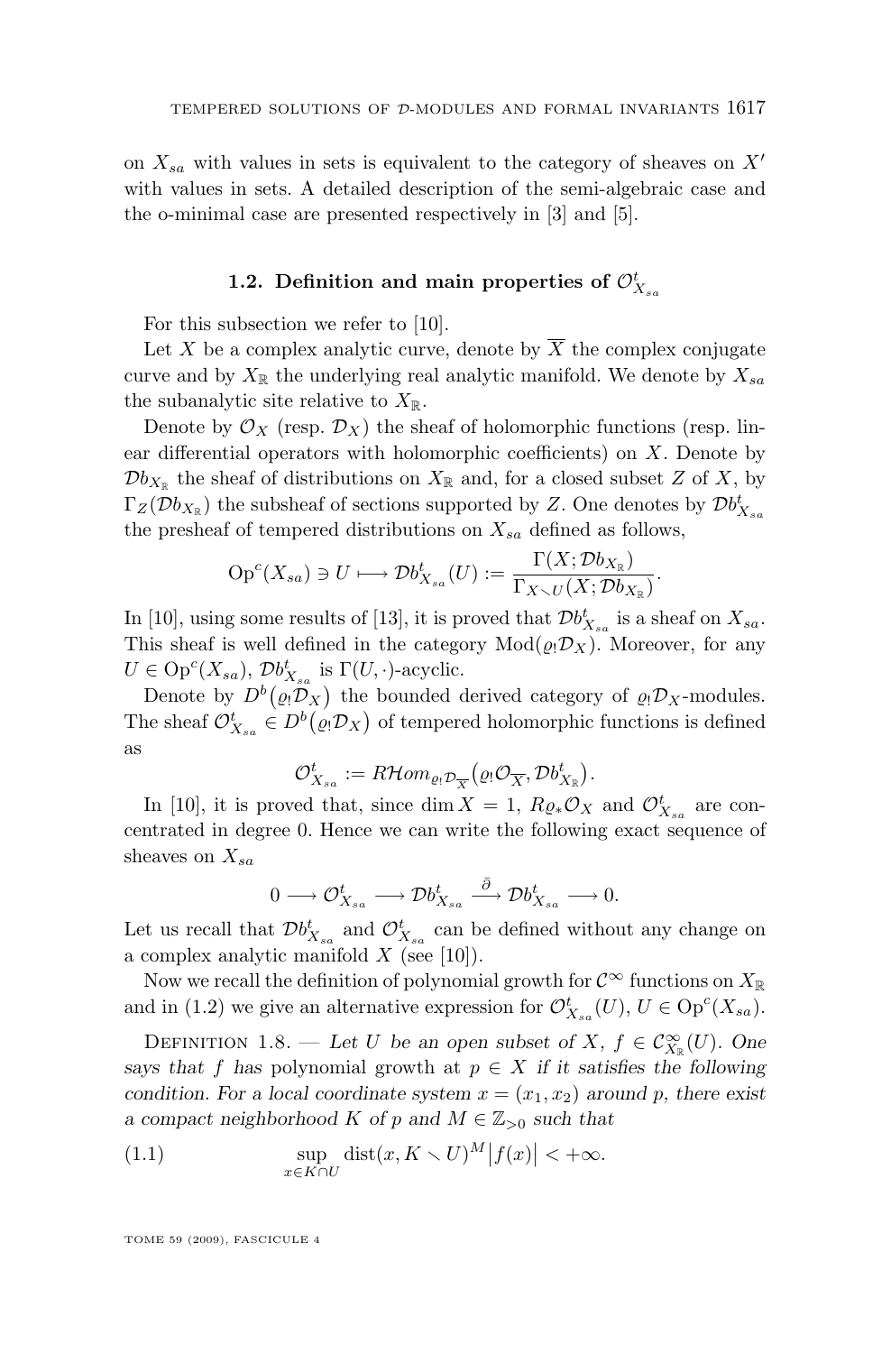on $X_{sa}$ with values in sets is equivalent to the category of sheaves on $X'$ with values in sets. A detailed description of the semi-algebraic case and the o-minimal case are presented respectively in [3] and [5].

### 1.2. Definition and main properties of $\mathcal{O}^t_{X_{sa}}$

For this subsection we refer to [10].

Let $X$ be a complex analytic curve, denote by $\overline{X}$ the complex conjugate curve and by $X_{\mathbb{R}}$ the underlying real analytic manifold. We denote by $X_{sa}$ the subanalytic site relative to $X_{\mathbb{R}}$.

Denote by $\mathcal{O}_X$ (resp. $\mathcal{D}_X$) the sheaf of holomorphic functions (resp. linear differential operators with holomorphic coefficients) on $X$. Denote by $\mathcal{D}b_{X_{\mathbb{R}}}$ the sheaf of distributions on $X_{\mathbb{R}}$ and, for a closed subset $Z$ of $X$, by $\Gamma_Z(\mathcal{D}b_{X_{\mathbb{R}}})$ the subsheaf of sections supported by $Z$. One denotes by $\mathcal{D}b^t_{X_{sa}}$ the presheaf of tempered distributions on $X_{sa}$ defined as follows,

$$\mathrm{Op}^c(X_{sa}) \ni U \longmapsto \mathcal{D}b^t_{X_{sa}}(U) := \frac{\Gamma(X; \mathcal{D}b_{X_{\mathbb{R}}})}{\Gamma_{X \smallsetminus U}(X; \mathcal{D}b_{X_{\mathbb{R}}})}.$$

In [10], using some results of [13], it is proved that $\mathcal{D}b^t_{X_{sa}}$ is a sheaf on $X_{sa}$. This sheaf is well defined in the category $\mathrm{Mod}(\varrho_! \mathcal{D}_X)$. Moreover, for any $U \in \mathrm{Op}^c(X_{sa})$, $\mathcal{D}b^t_{X_{sa}}$ is $\Gamma(U, \cdot)$-acyclic.

Denote by $D^b(\varrho_! \mathcal{D}_X)$ the bounded derived category of $\varrho_! \mathcal{D}_X$-modules. The sheaf $\mathcal{O}^t_{X_{sa}} \in D^b(\varrho_! \mathcal{D}_X)$ of tempered holomorphic functions is defined as

$$\mathcal{O}^t_{X_{sa}} := R\mathcal{H}om_{\varrho_! \mathcal{D}_{\overline{X}}}(\varrho_! \mathcal{O}_{\overline{X}}, \mathcal{D}b^t_{X_{\mathbb{R}}}).$$

In [10], it is proved that, since $\dim X = 1$, $R\varrho_* \mathcal{O}_X$ and $\mathcal{O}^t_{X_{sa}}$ are concentrated in degree 0. Hence we can write the following exact sequence of sheaves on $X_{sa}$

$$0 \longrightarrow \mathcal{O}^t_{X_{sa}} \longrightarrow \mathcal{D}b^t_{X_{sa}} \xrightarrow{\bar{\partial}} \mathcal{D}b^t_{X_{sa}} \longrightarrow 0.$$

Let us recall that $\mathcal{D}b^t_{X_{sa}}$ and $\mathcal{O}^t_{X_{sa}}$ can be defined without any change on a complex analytic manifold $X$ (see [10]).

Now we recall the definition of polynomial growth for $\mathcal{C}^\infty$ functions on $X_{\mathbb{R}}$ and in (1.2) we give an alternative expression for $\mathcal{O}^t_{X_{sa}}(U)$, $U \in \mathrm{Op}^c(X_{sa})$.

Definition 1.8. — *Let $U$ be an open subset of $X$, $f \in \mathcal{C}^\infty_{X_{\mathbb{R}}}(U)$. One says that $f$ has* polynomial growth *at $p \in X$ if it satisfies the following condition. For a local coordinate system $x = (x_1, x_2)$ around $p$, there exist a compact neighborhood $K$ of $p$ and $M \in \mathbb{Z}_{>0}$ such that*

$$\sup_{x \in K \cap U} \mathrm{dist}(x, K \smallsetminus U)^M \left| f(x) \right| < +\infty. \tag{1.1}$$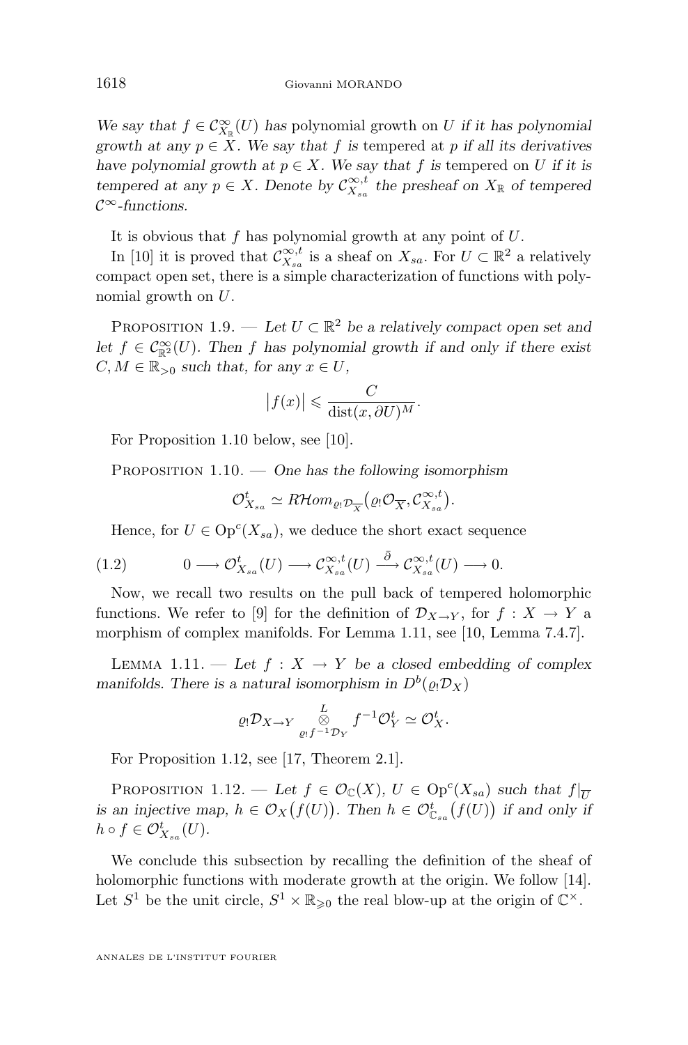*We say that $f \in \mathcal{C}^\infty_{X_\mathbb{R}}(U)$ has* polynomial growth on $U$ *if it has polynomial growth at any $p \in X$. We say that $f$ is* tempered at $p$ *if all its derivatives have polynomial growth at $p \in X$. We say that $f$ is* tempered on $U$ *if it is tempered at any $p \in X$. Denote by $\mathcal{C}^{\infty,t}_{X_{sa}}$ the presheaf on $X_\mathbb{R}$ of tempered $\mathcal{C}^\infty$-functions.*

It is obvious that $f$ has polynomial growth at any point of $U$.

In [10] it is proved that $\mathcal{C}^{\infty,t}_{X_{sa}}$ is a sheaf on $X_{sa}$. For $U \subset \mathbb{R}^2$ a relatively compact open set, there is a simple characterization of functions with polynomial growth on $U$.

Proposition 1.9. — *Let $U \subset \mathbb{R}^2$ be a relatively compact open set and let $f \in \mathcal{C}^\infty_{\mathbb{R}^2}(U)$. Then $f$ has polynomial growth if and only if there exist $C, M \in \mathbb{R}_{>0}$ such that, for any $x \in U$,*

$$\bigl|f(x)\bigr| \leqslant \frac{C}{\operatorname{dist}(x,\partial U)^M}.$$

For Proposition 1.10 below, see [10].

Proposition 1.10. — *One has the following isomorphism*

$$\mathcal{O}^t_{X_{sa}} \simeq R\mathcal{H}om_{\varrho_!\mathcal{D}_{\overline{X}}}\bigl(\varrho_!\mathcal{O}_{\overline{X}}, \mathcal{C}^{\infty,t}_{X_{sa}}\bigr).$$

Hence, for $U \in \operatorname{Op}^c(X_{sa})$, we deduce the short exact sequence

$$0 \longrightarrow \mathcal{O}^t_{X_{sa}}(U) \longrightarrow \mathcal{C}^{\infty,t}_{X_{sa}}(U) \xrightarrow{\bar{\partial}} \mathcal{C}^{\infty,t}_{X_{sa}}(U) \longrightarrow 0. \tag{1.2}$$

Now, we recall two results on the pull back of tempered holomorphic functions. We refer to [9] for the definition of $\mathcal{D}_{X\to Y}$, for $f : X \to Y$ a morphism of complex manifolds. For Lemma 1.11, see [10, Lemma 7.4.7].

Lemma 1.11. — *Let $f : X \to Y$ be a closed embedding of complex manifolds. There is a natural isomorphism in $D^b(\varrho_!\mathcal{D}_X)$*

$$\varrho_!\mathcal{D}_{X\to Y} \overset{L}{\underset{\varrho_! f^{-1}\mathcal{D}_Y}{\otimes}} f^{-1}\mathcal{O}^t_Y \simeq \mathcal{O}^t_X.$$

For Proposition 1.12, see [17, Theorem 2.1].

Proposition 1.12. — *Let $f \in \mathcal{O}_\mathbb{C}(X)$, $U \in \operatorname{Op}^c(X_{sa})$ such that $f|_{\overline{U}}$ is an injective map, $h \in \mathcal{O}_X\bigl(f(U)\bigr)$. Then $h \in \mathcal{O}^t_{\mathbb{C}_{sa}}\bigl(f(U)\bigr)$ if and only if $h \circ f \in \mathcal{O}^t_{X_{sa}}(U)$.*

We conclude this subsection by recalling the definition of the sheaf of holomorphic functions with moderate growth at the origin. We follow [14]. Let $S^1$ be the unit circle, $S^1 \times \mathbb{R}_{\geqslant 0}$ the real blow-up at the origin of $\mathbb{C}^\times$.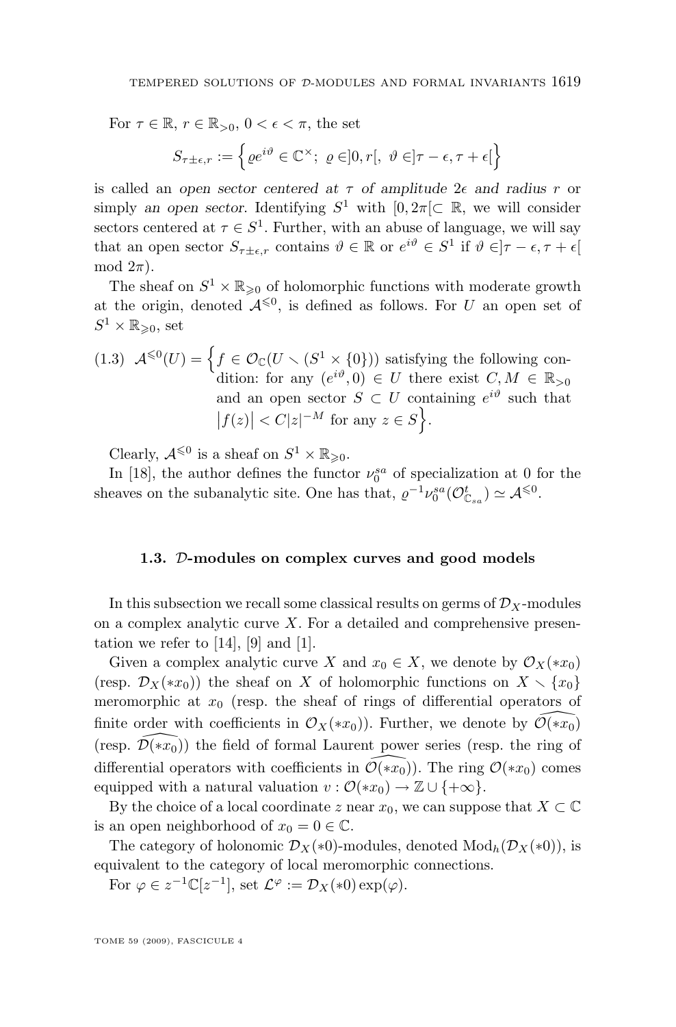For $\tau \in \mathbb{R}$, $r \in \mathbb{R}_{>0}$, $0 < \epsilon < \pi$, the set

$$S_{\tau \pm \epsilon, r} := \left\{ \varrho e^{i\vartheta} \in \mathbb{C}^\times;\ \varrho \in ]0, r[,\ \vartheta \in ]\tau - \epsilon, \tau + \epsilon[ \right\}$$

is called an *open sector centered at* $\tau$ *of amplitude* $2\epsilon$ *and radius* $r$ or simply *an open sector*. Identifying $S^1$ with $[0, 2\pi[ \subset \mathbb{R}$, we will consider sectors centered at $\tau \in S^1$. Further, with an abuse of language, we will say that an open sector $S_{\tau \pm \epsilon, r}$ contains $\vartheta \in \mathbb{R}$ or $e^{i\vartheta} \in S^1$ if $\vartheta \in ]\tau - \epsilon, \tau + \epsilon[$ mod $2\pi$).

The sheaf on $S^1 \times \mathbb{R}_{\geqslant 0}$ of holomorphic functions with moderate growth at the origin, denoted $\mathcal{A}^{\leqslant 0}$, is defined as follows. For $U$ an open set of $S^1 \times \mathbb{R}_{\geqslant 0}$, set

(1.3) $\mathcal{A}^{\leqslant 0}(U) = \Big\{ f \in \mathcal{O}_{\mathbb{C}}(U \smallsetminus (S^1 \times \{0\}))$ satisfying the following condition: for any $(e^{i\vartheta}, 0) \in U$ there exist $C, M \in \mathbb{R}_{>0}$ and an open sector $S \subset U$ containing $e^{i\vartheta}$ such that $|f(z)| < C|z|^{-M}$ for any $z \in S \Big\}$.

Clearly, $\mathcal{A}^{\leqslant 0}$ is a sheaf on $S^1 \times \mathbb{R}_{\geqslant 0}$.

In [18], the author defines the functor $\nu_0^{sa}$ of specialization at 0 for the sheaves on the subanalytic site. One has that, $\varrho^{-1}\nu_0^{sa}(\mathcal{O}^t_{\mathbb{C}_{sa}}) \simeq \mathcal{A}^{\leqslant 0}$.

### 1.3. $\mathcal{D}$-modules on complex curves and good models

In this subsection we recall some classical results on germs of $\mathcal{D}_X$-modules on a complex analytic curve $X$. For a detailed and comprehensive presentation we refer to [14], [9] and [1].

Given a complex analytic curve $X$ and $x_0 \in X$, we denote by $\mathcal{O}_X(*x_0)$ (resp. $\mathcal{D}_X(*x_0)$) the sheaf on $X$ of holomorphic functions on $X \smallsetminus \{x_0\}$ meromorphic at $x_0$ (resp. the sheaf of rings of differential operators of finite order with coefficients in $\mathcal{O}_X(*x_0)$). Further, we denote by $\widehat{\mathcal{O}(*x_0)}$ (resp. $\widehat{\mathcal{D}(*x_0)}$) the field of formal Laurent power series (resp. the ring of differential operators with coefficients in $\widehat{\mathcal{O}(*x_0)}$). The ring $\mathcal{O}(*x_0)$ comes equipped with a natural valuation $v : \mathcal{O}(*x_0) \to \mathbb{Z} \cup \{+\infty\}$.

By the choice of a local coordinate $z$ near $x_0$, we can suppose that $X \subset \mathbb{C}$ is an open neighborhood of $x_0 = 0 \in \mathbb{C}$.

The category of holonomic $\mathcal{D}_X(*0)$-modules, denoted $\mathrm{Mod}_h(\mathcal{D}_X(*0))$, is equivalent to the category of local meromorphic connections.

For $\varphi \in z^{-1}\mathbb{C}[z^{-1}]$, set $\mathcal{L}^{\varphi} := \mathcal{D}_X(*0)\exp(\varphi)$.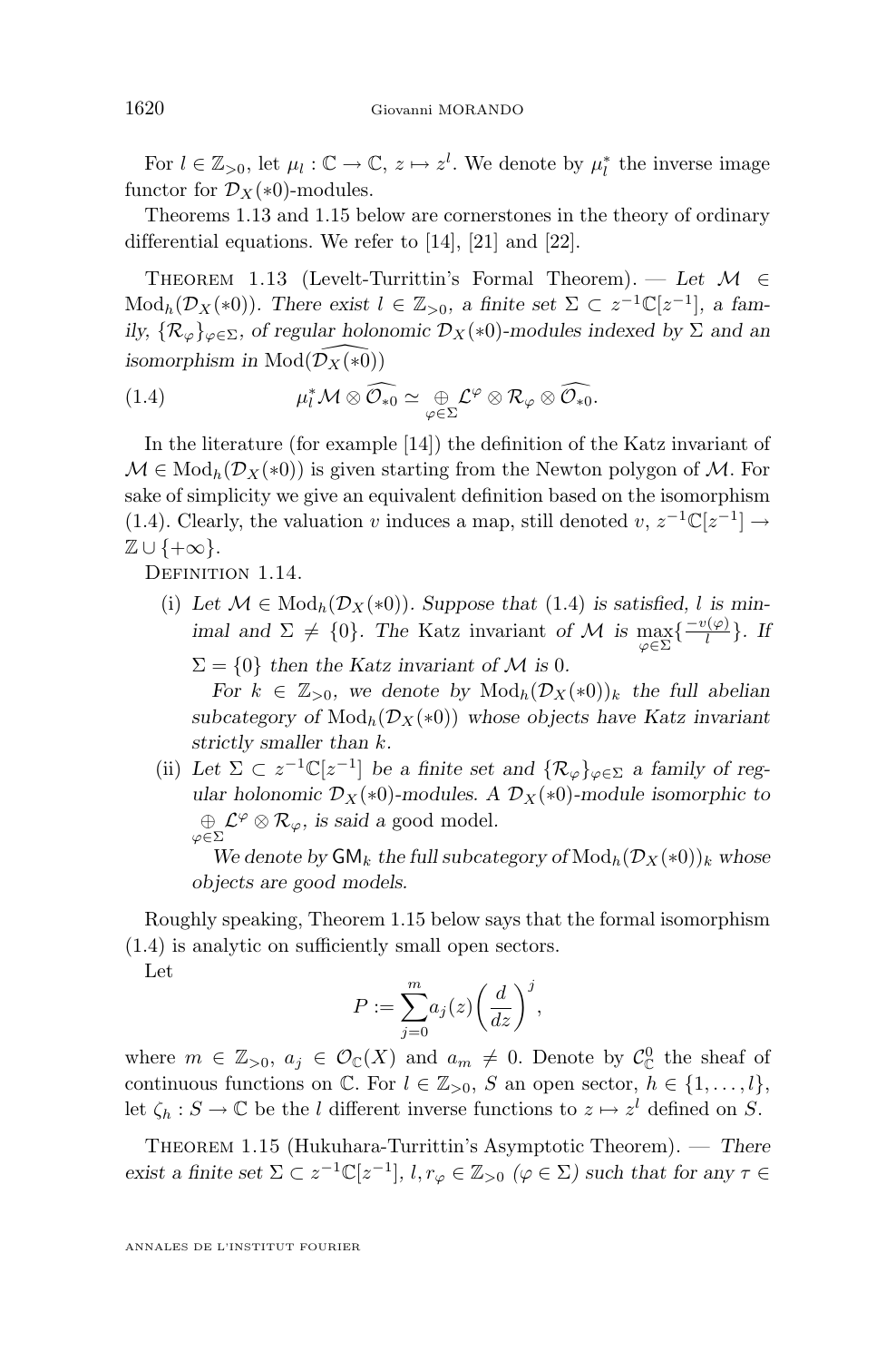For $l \in \mathbb{Z}_{>0}$, let $\mu_l : \mathbb{C} \to \mathbb{C}$, $z \mapsto z^l$. We denote by $\mu_l^*$ the inverse image functor for $\mathcal{D}_X(*0)$-modules.

Theorems 1.13 and 1.15 below are cornerstones in the theory of ordinary differential equations. We refer to [14], [21] and [22].

Theorem 1.13 (Levelt-Turrittin's Formal Theorem). — *Let $\mathcal{M} \in \mathrm{Mod}_h(\mathcal{D}_X(*0))$. There exist $l \in \mathbb{Z}_{>0}$, a finite set $\Sigma \subset z^{-1}\mathbb{C}[z^{-1}]$, a family, $\{\mathcal{R}_\varphi\}_{\varphi\in\Sigma}$, of regular holonomic $\mathcal{D}_X(*0)$-modules indexed by $\Sigma$ and an isomorphism in $\mathrm{Mod}(\widehat{\mathcal{D}_X(*0)})$*

$$\mu_l^* \mathcal{M} \otimes \widehat{\mathcal{O}_{*0}} \simeq \bigoplus_{\varphi\in\Sigma} \mathcal{L}^\varphi \otimes \mathcal{R}_\varphi \otimes \widehat{\mathcal{O}_{*0}}. \tag{1.4}$$

In the literature (for example [14]) the definition of the Katz invariant of $\mathcal{M} \in \mathrm{Mod}_h(\mathcal{D}_X(*0))$ is given starting from the Newton polygon of $\mathcal{M}$. For sake of simplicity we give an equivalent definition based on the isomorphism (1.4). Clearly, the valuation $v$ induces a map, still denoted $v$, $z^{-1}\mathbb{C}[z^{-1}] \to \mathbb{Z} \cup \{+\infty\}$.

Definition 1.14.

(i) *Let $\mathcal{M} \in \mathrm{Mod}_h(\mathcal{D}_X(*0))$. Suppose that (1.4) is satisfied, $l$ is minimal and $\Sigma \neq \{0\}$. The* Katz invariant *of $\mathcal{M}$ is $\max_{\varphi\in\Sigma}\{\frac{-v(\varphi)}{l}\}$. If $\Sigma = \{0\}$ then the Katz invariant of $\mathcal{M}$ is 0.*

*For $k \in \mathbb{Z}_{>0}$, we denote by $\mathrm{Mod}_h(\mathcal{D}_X(*0))_k$ the full abelian subcategory of $\mathrm{Mod}_h(\mathcal{D}_X(*0))$ whose objects have Katz invariant strictly smaller than $k$.*

(ii) *Let $\Sigma \subset z^{-1}\mathbb{C}[z^{-1}]$ be a finite set and $\{\mathcal{R}_\varphi\}_{\varphi\in\Sigma}$ a family of regular holonomic $\mathcal{D}_X(*0)$-modules. A $\mathcal{D}_X(*0)$-module isomorphic to $\bigoplus_{\varphi\in\Sigma} \mathcal{L}^\varphi \otimes \mathcal{R}_\varphi$, is said* a good model.

*We denote by $\mathsf{GM}_k$ the full subcategory of $\mathrm{Mod}_h(\mathcal{D}_X(*0))_k$ whose objects are good models.*

Roughly speaking, Theorem 1.15 below says that the formal isomorphism (1.4) is analytic on sufficiently small open sectors.

Let

$$P := \sum_{j=0}^{m} a_j(z)\left(\frac{d}{dz}\right)^j,$$

where $m \in \mathbb{Z}_{>0}$, $a_j \in \mathcal{O}_\mathbb{C}(X)$ and $a_m \neq 0$. Denote by $\mathcal{C}^0_\mathbb{C}$ the sheaf of continuous functions on $\mathbb{C}$. For $l \in \mathbb{Z}_{>0}$, $S$ an open sector, $h \in \{1, \ldots, l\}$, let $\zeta_h : S \to \mathbb{C}$ be the $l$ different inverse functions to $z \mapsto z^l$ defined on $S$.

Theorem 1.15 (Hukuhara-Turrittin's Asymptotic Theorem). — *There exist a finite set $\Sigma \subset z^{-1}\mathbb{C}[z^{-1}]$, $l, r_\varphi \in \mathbb{Z}_{>0}$ ($\varphi \in \Sigma$) such that for any $\tau \in$*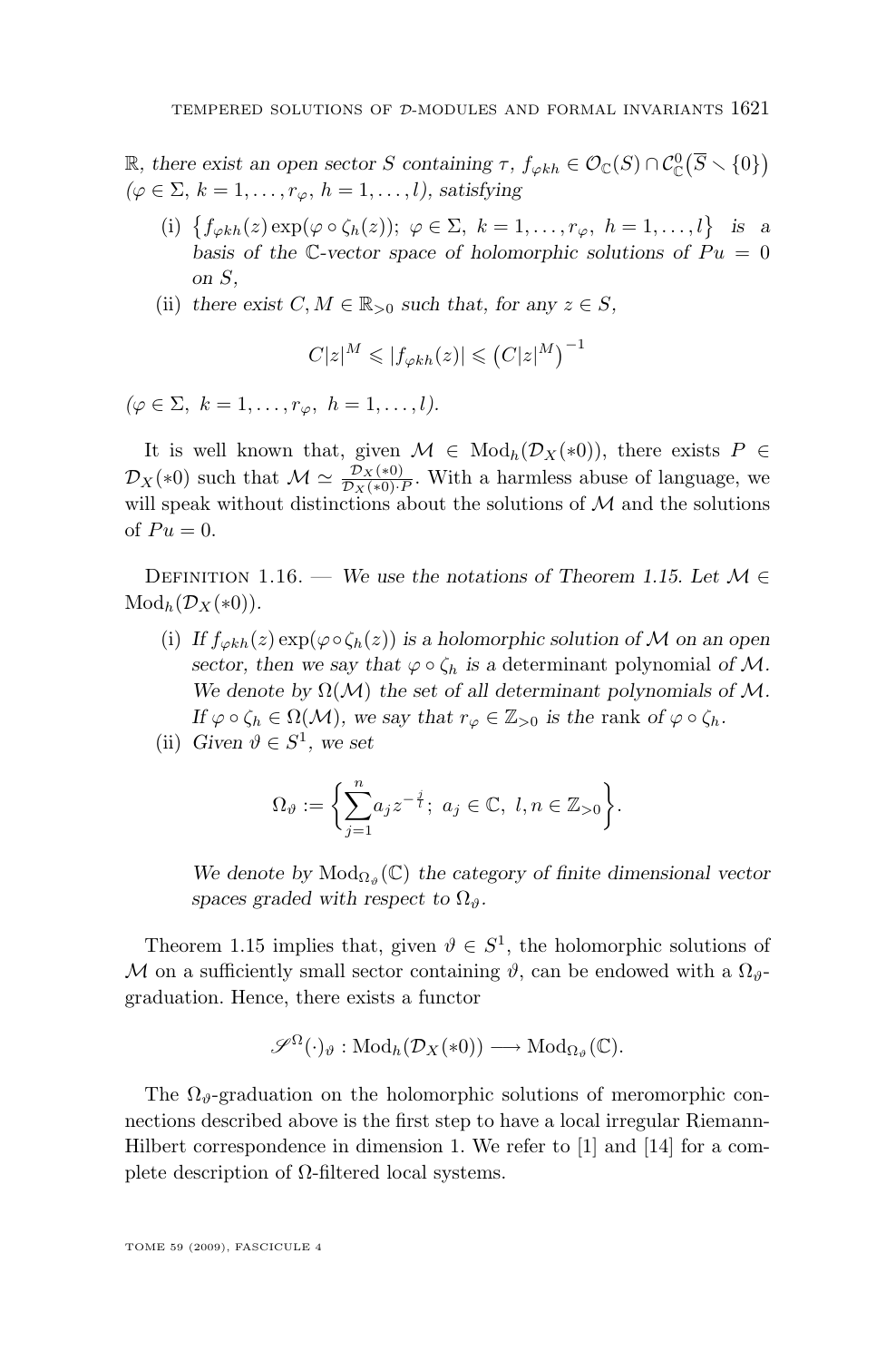*$\mathbb{R}$, there exist an open sector $S$ containing $\tau$, $f_{\varphi kh} \in \mathcal{O}_{\mathbb{C}}(S) \cap \mathcal{C}^0_{\mathbb{C}}(\overline{S} \smallsetminus \{0\})$ ($\varphi \in \Sigma$, $k = 1, \ldots, r_\varphi$, $h = 1, \ldots, l$), satisfying*

(i) *$\{f_{\varphi kh}(z) \exp(\varphi \circ \zeta_h(z));\ \varphi \in \Sigma,\ k = 1, \ldots, r_\varphi,\ h = 1, \ldots, l\}$ is a basis of the $\mathbb{C}$-vector space of holomorphic solutions of $Pu = 0$ on $S$,*

(ii) *there exist $C, M \in \mathbb{R}_{>0}$ such that, for any $z \in S$,*

$$C|z|^M \leqslant |f_{\varphi kh}(z)| \leqslant \left(C|z|^M\right)^{-1}$$

*($\varphi \in \Sigma,\ k = 1, \ldots, r_\varphi,\ h = 1, \ldots, l$).*

It is well known that, given $\mathcal{M} \in \mathrm{Mod}_h(\mathcal{D}_X(*0))$, there exists $P \in \mathcal{D}_X(*0)$ such that $\mathcal{M} \simeq \frac{\mathcal{D}_X(*0)}{\mathcal{D}_X(*0) \cdot P}$. With a harmless abuse of language, we will speak without distinctions about the solutions of $\mathcal{M}$ and the solutions of $Pu = 0$.

Definition 1.16. — *We use the notations of Theorem 1.15. Let $\mathcal{M} \in \mathrm{Mod}_h(\mathcal{D}_X(*0))$.*

(i) *If $f_{\varphi kh}(z) \exp(\varphi \circ \zeta_h(z))$ is a holomorphic solution of $\mathcal{M}$ on an open sector, then we say that $\varphi \circ \zeta_h$ is a* determinant polynomial *of $\mathcal{M}$. We denote by $\Omega(\mathcal{M})$ the set of all determinant polynomials of $\mathcal{M}$. If $\varphi \circ \zeta_h \in \Omega(\mathcal{M})$, we say that $r_\varphi \in \mathbb{Z}_{>0}$ is the* rank *of $\varphi \circ \zeta_h$.*

(ii) *Given $\vartheta \in S^1$, we set*

$$\Omega_\vartheta := \left\{ \sum_{j=1}^{n} a_j z^{-\frac{j}{l}};\ a_j \in \mathbb{C},\ l, n \in \mathbb{Z}_{>0} \right\}.$$

*We denote by $\mathrm{Mod}_{\Omega_\vartheta}(\mathbb{C})$ the category of finite dimensional vector spaces graded with respect to $\Omega_\vartheta$.*

Theorem 1.15 implies that, given $\vartheta \in S^1$, the holomorphic solutions of $\mathcal{M}$ on a sufficiently small sector containing $\vartheta$, can be endowed with a $\Omega_\vartheta$-graduation. Hence, there exists a functor

$$\mathscr{S}^\Omega(\cdot)_\vartheta : \mathrm{Mod}_h(\mathcal{D}_X(*0)) \longrightarrow \mathrm{Mod}_{\Omega_\vartheta}(\mathbb{C}).$$

The $\Omega_\vartheta$-graduation on the holomorphic solutions of meromorphic connections described above is the first step to have a local irregular Riemann-Hilbert correspondence in dimension 1. We refer to [1] and [14] for a complete description of $\Omega$-filtered local systems.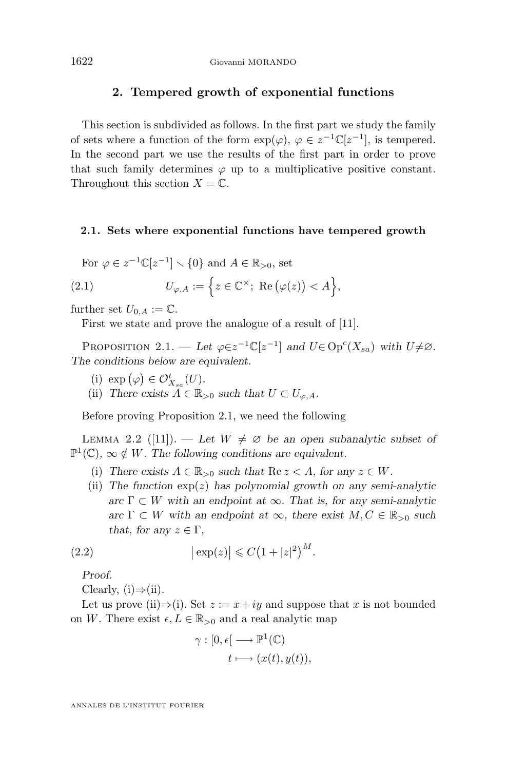## 2. Tempered growth of exponential functions

This section is subdivided as follows. In the first part we study the family of sets where a function of the form $\exp(\varphi)$, $\varphi \in z^{-1}\mathbb{C}[z^{-1}]$, is tempered. In the second part we use the results of the first part in order to prove that such family determines $\varphi$ up to a multiplicative positive constant. Throughout this section $X = \mathbb{C}$.

### 2.1. Sets where exponential functions have tempered growth

For $\varphi \in z^{-1}\mathbb{C}[z^{-1}] \smallsetminus \{0\}$ and $A \in \mathbb{R}_{>0}$, set

$$U_{\varphi,A} := \Big\{ z \in \mathbb{C}^{\times};\ \operatorname{Re}\big(\varphi(z)\big) < A \Big\}, \tag{2.1}$$

further set $U_{0,A} := \mathbb{C}$.

First we state and prove the analogue of a result of [11].

Proposition 2.1. — *Let $\varphi \in z^{-1}\mathbb{C}[z^{-1}]$ and $U \in \operatorname{Op}^c(X_{sa})$ with $U \neq \varnothing$. The conditions below are equivalent.*

(i) $\exp\big(\varphi\big) \in \mathcal{O}^t_{X_{sa}}(U)$.

(ii) *There exists $A \in \mathbb{R}_{>0}$ such that $U \subset U_{\varphi,A}$.*

Before proving Proposition 2.1, we need the following

Lemma 2.2 ([11]). — *Let $W \neq \varnothing$ be an open subanalytic subset of $\mathbb{P}^1(\mathbb{C})$, $\infty \notin W$. The following conditions are equivalent.*

(i) *There exists $A \in \mathbb{R}_{>0}$ such that $\operatorname{Re} z < A$, for any $z \in W$.*

(ii) *The function $\exp(z)$ has polynomial growth on any semi-analytic arc $\Gamma \subset W$ with an endpoint at $\infty$. That is, for any semi-analytic arc $\Gamma \subset W$ with an endpoint at $\infty$, there exist $M, C \in \mathbb{R}_{>0}$ such that, for any $z \in \Gamma$,*

$$\big|\exp(z)\big| \leqslant C\big(1 + |z|^2\big)^M. \tag{2.2}$$

*Proof.*

Clearly, (i)⇒(ii).

Let us prove (ii)⇒(i). Set $z := x + iy$ and suppose that $x$ is not bounded on $W$. There exist $\epsilon, L \in \mathbb{R}_{>0}$ and a real analytic map

$$\begin{aligned} \gamma : [0, \epsilon[ &\longrightarrow \mathbb{P}^1(\mathbb{C}) \\ t &\longmapsto (x(t), y(t)), \end{aligned}$$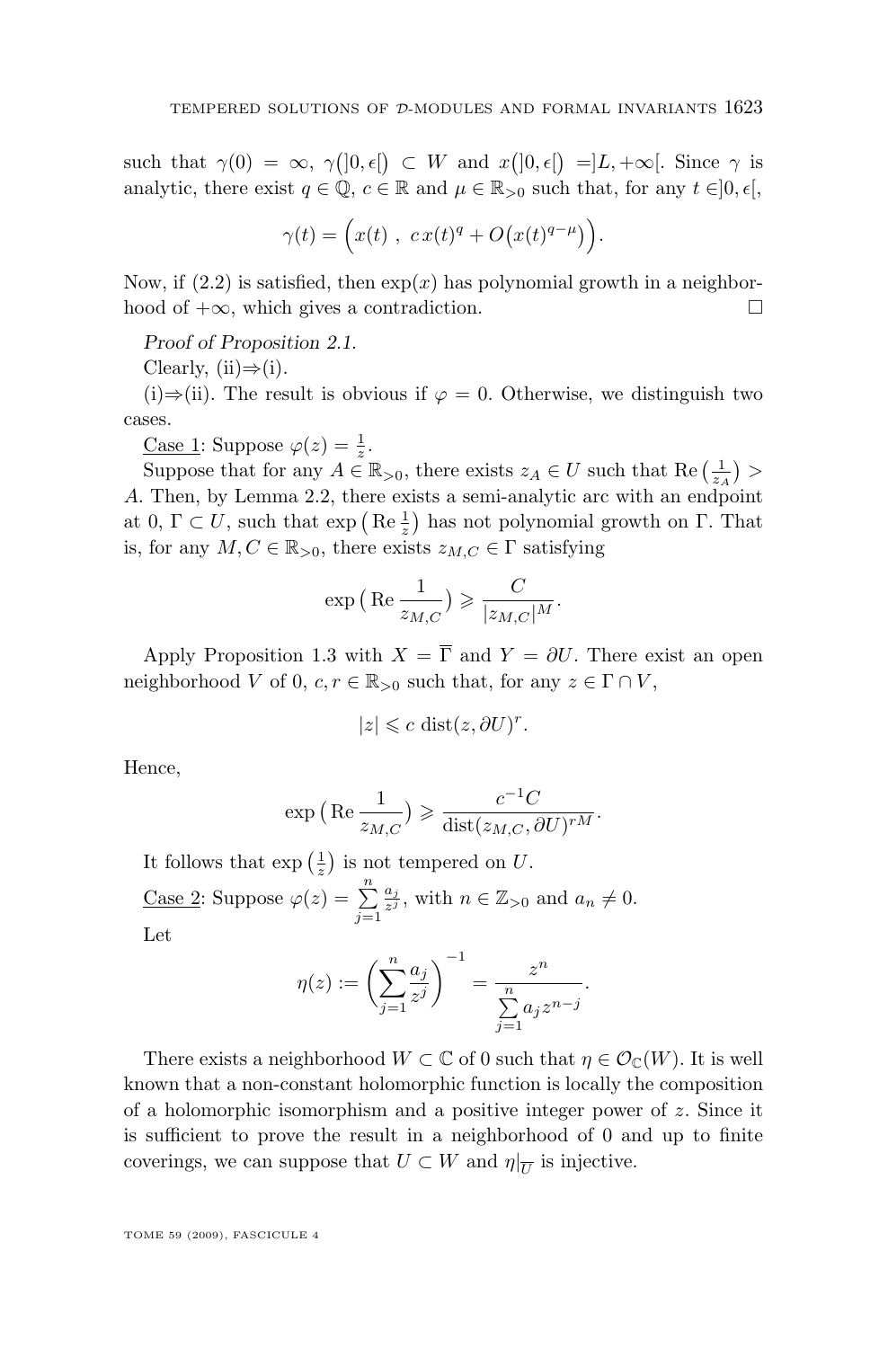such that $\gamma(0) = \infty$, $\gamma(]0,\epsilon[) \subset W$ and $x(]0,\epsilon[) = ]L,+\infty[$. Since $\gamma$ is analytic, there exist $q \in \mathbb{Q}$, $c \in \mathbb{R}$ and $\mu \in \mathbb{R}_{>0}$ such that, for any $t \in ]0,\epsilon[$,

$$\gamma(t) = \Big(x(t)\ ,\ c\,x(t)^q + O\big(x(t)^{q-\mu}\big)\Big).$$

Now, if (2.2) is satisfied, then $\exp(x)$ has polynomial growth in a neighborhood of $+\infty$, which gives a contradiction. $\square$

*Proof of Proposition 2.1.*

Clearly, (ii)⇒(i).

(i)⇒(ii). The result is obvious if $\varphi = 0$. Otherwise, we distinguish two cases.

<u>Case 1</u>: Suppose $\varphi(z) = \frac{1}{z}$.

Suppose that for any $A \in \mathbb{R}_{>0}$, there exists $z_A \in U$ such that $\mathrm{Re}\,\big(\frac{1}{z_A}\big) > A$. Then, by Lemma 2.2, there exists a semi-analytic arc with an endpoint at 0, $\Gamma \subset U$, such that $\exp\big(\,\mathrm{Re}\,\frac{1}{z}\big)$ has not polynomial growth on $\Gamma$. That is, for any $M, C \in \mathbb{R}_{>0}$, there exists $z_{M,C} \in \Gamma$ satisfying

$$\exp\big(\,\mathrm{Re}\,\frac{1}{z_{M,C}}\big) \geqslant \frac{C}{|z_{M,C}|^M}.$$

Apply Proposition 1.3 with $X = \overline{\Gamma}$ and $Y = \partial U$. There exist an open neighborhood $V$ of 0, $c, r \in \mathbb{R}_{>0}$ such that, for any $z \in \Gamma \cap V$,

$$|z| \leqslant c\ \mathrm{dist}(z, \partial U)^r.$$

Hence,

$$\exp\big(\,\mathrm{Re}\,\frac{1}{z_{M,C}}\big) \geqslant \frac{c^{-1}C}{\mathrm{dist}(z_{M,C}, \partial U)^{rM}}.$$

It follows that $\exp\big(\frac{1}{z}\big)$ is not tempered on $U$.

<u>Case 2</u>: Suppose $\varphi(z) = \sum\limits_{j=1}^{n} \frac{a_j}{z^j}$, with $n \in \mathbb{Z}_{>0}$ and $a_n \neq 0$.

Let

$$\eta(z) := \left(\sum_{j=1}^{n} \frac{a_j}{z^j}\right)^{-1} = \frac{z^n}{\sum\limits_{j=1}^{n} a_j z^{n-j}}.$$

There exists a neighborhood $W \subset \mathbb{C}$ of 0 such that $\eta \in \mathcal{O}_{\mathbb{C}}(W)$. It is well known that a non-constant holomorphic function is locally the composition of a holomorphic isomorphism and a positive integer power of $z$. Since it is sufficient to prove the result in a neighborhood of 0 and up to finite coverings, we can suppose that $U \subset W$ and $\eta|_{\overline{U}}$ is injective.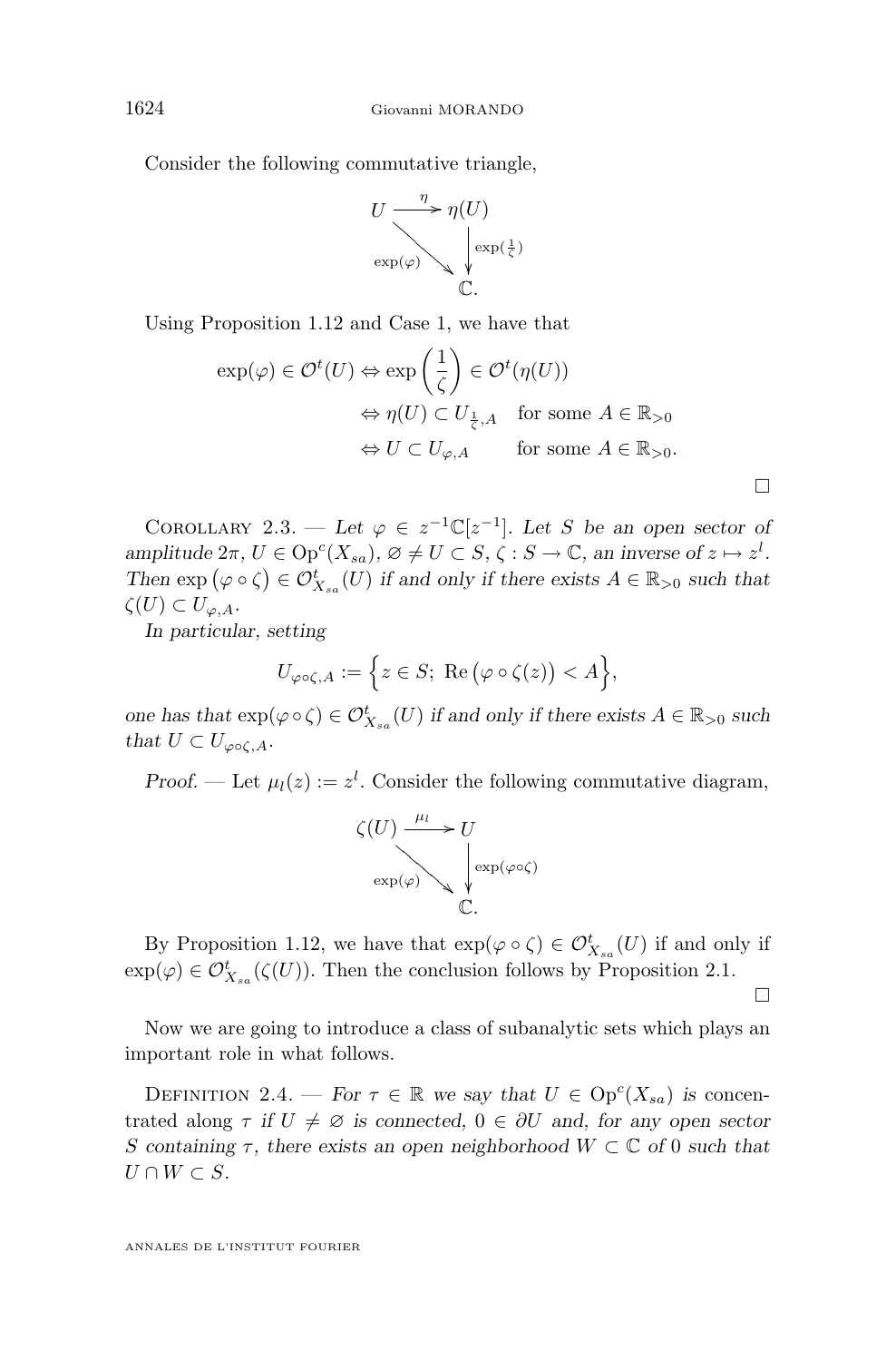Consider the following commutative triangle,

$$\begin{array}{ccc} U & \xrightarrow{\eta} & \eta(U) \\ & \underset{\exp(\varphi)}{\searrow} & \Big\downarrow \exp(\frac{1}{\zeta}) \\ & & \mathbb{C}. \end{array}$$

Using Proposition 1.12 and Case 1, we have that

$$\begin{aligned} \exp(\varphi) \in \mathcal{O}^t(U) &\Leftrightarrow \exp\left(\frac{1}{\zeta}\right) \in \mathcal{O}^t(\eta(U)) \\ &\Leftrightarrow \eta(U) \subset U_{\frac{1}{\zeta},A} \quad \text{for some } A \in \mathbb{R}_{>0} \\ &\Leftrightarrow U \subset U_{\varphi,A} \qquad \text{for some } A \in \mathbb{R}_{>0}. \end{aligned}$$

$\square$

Corollary 2.3. — *Let $\varphi \in z^{-1}\mathbb{C}[z^{-1}]$. Let $S$ be an open sector of amplitude $2\pi$, $U \in \mathrm{Op}^c(X_{sa})$, $\varnothing \neq U \subset S$, $\zeta : S \to \mathbb{C}$, an inverse of $z \mapsto z^l$. Then $\exp\big(\varphi \circ \zeta\big) \in \mathcal{O}^t_{X_{sa}}(U)$ if and only if there exists $A \in \mathbb{R}_{>0}$ such that $\zeta(U) \subset U_{\varphi,A}$.*

*In particular, setting*

$$U_{\varphi\circ\zeta,A} := \Big\{ z \in S;\ \mathrm{Re}\big(\varphi \circ \zeta(z)\big) < A \Big\},$$

*one has that $\exp(\varphi \circ \zeta) \in \mathcal{O}^t_{X_{sa}}(U)$ if and only if there exists $A \in \mathbb{R}_{>0}$ such that $U \subset U_{\varphi\circ\zeta,A}$.*

*Proof.* — Let $\mu_l(z) := z^l$. Consider the following commutative diagram,

$$\begin{array}{ccc} \zeta(U) & \xrightarrow{\mu_l} & U \\ & \underset{\exp(\varphi)}{\searrow} & \Big\downarrow \exp(\varphi\circ\zeta) \\ & & \mathbb{C}. \end{array}$$

By Proposition 1.12, we have that $\exp(\varphi \circ \zeta) \in \mathcal{O}^t_{X_{sa}}(U)$ if and only if $\exp(\varphi) \in \mathcal{O}^t_{X_{sa}}(\zeta(U))$. Then the conclusion follows by Proposition 2.1. $\square$

Now we are going to introduce a class of subanalytic sets which plays an important role in what follows.

Definition 2.4. — *For $\tau \in \mathbb{R}$ we say that $U \in \mathrm{Op}^c(X_{sa})$ is* concentrated along $\tau$ *if $U \neq \varnothing$ is connected, $0 \in \partial U$ and, for any open sector $S$ containing $\tau$, there exists an open neighborhood $W \subset \mathbb{C}$ of $0$ such that $U \cap W \subset S$.*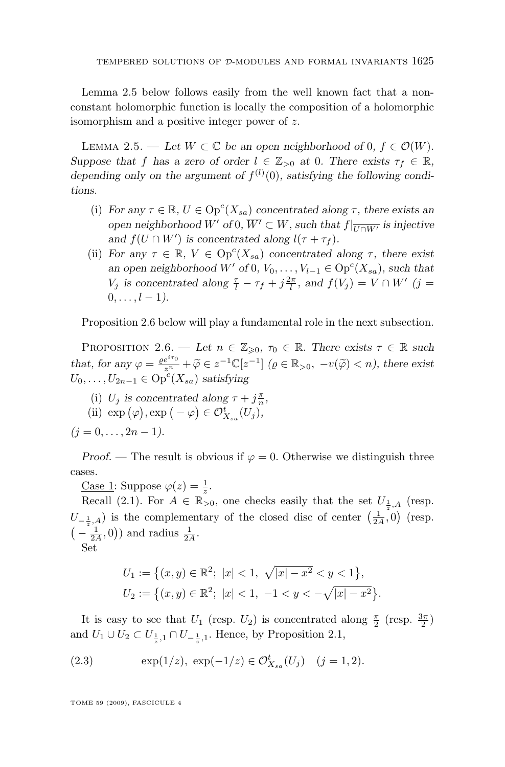Lemma 2.5 below follows easily from the well known fact that a non-constant holomorphic function is locally the composition of a holomorphic isomorphism and a positive integer power of $z$.

Lemma 2.5. — *Let $W \subset \mathbb{C}$ be an open neighborhood of $0$, $f \in \mathcal{O}(W)$. Suppose that $f$ has a zero of order $l \in \mathbb{Z}_{>0}$ at $0$. There exists $\tau_f \in \mathbb{R}$, depending only on the argument of $f^{(l)}(0)$, satisfying the following conditions.*

(i) *For any $\tau \in \mathbb{R}$, $U \in \mathrm{Op}^c(X_{sa})$ concentrated along $\tau$, there exists an open neighborhood $W'$ of $0$, $\overline{W'} \subset W$, such that $f|_{\overline{U \cap W'}}$ is injective and $f(U \cap W')$ is concentrated along $l(\tau + \tau_f)$.*

(ii) *For any $\tau \in \mathbb{R}$, $V \in \mathrm{Op}^c(X_{sa})$ concentrated along $\tau$, there exist an open neighborhood $W'$ of $0$, $V_0, \dots, V_{l-1} \in \mathrm{Op}^c(X_{sa})$, such that $V_j$ is concentrated along $\frac{\tau}{l} - \tau_f + j\frac{2\pi}{l}$, and $f(V_j) = V \cap W'$ ($j = 0, \dots, l-1$).*

Proposition 2.6 below will play a fundamental role in the next subsection.

Proposition 2.6. — *Let $n \in \mathbb{Z}_{\geqslant 0}$, $\tau_0 \in \mathbb{R}$. There exists $\tau \in \mathbb{R}$ such that, for any $\varphi = \frac{\varrho e^{i\tau_0}}{z^n} + \widetilde{\varphi} \in z^{-1}\mathbb{C}[z^{-1}]$ ($\varrho \in \mathbb{R}_{>0}$, $-v(\widetilde{\varphi}) < n$), there exist $U_0, \dots, U_{2n-1} \in \mathrm{Op}^c(X_{sa})$ satisfying*

(i) *$U_j$ is concentrated along $\tau + j\frac{\pi}{n}$,*

(ii) *$\exp\big(\varphi\big), \exp\big(-\varphi\big) \in \mathcal{O}^t_{X_{sa}}(U_j)$,*

*($j = 0, \dots, 2n-1$).*

*Proof.* — The result is obvious if $\varphi = 0$. Otherwise we distinguish three cases.

Case 1: Suppose $\varphi(z) = \frac{1}{z}$.

Recall (2.1). For $A \in \mathbb{R}_{>0}$, one checks easily that the set $U_{\frac{1}{z},A}$ (resp. $U_{-\frac{1}{z},A}$) is the complementary of the closed disc of center $\big(\frac{1}{2A}, 0\big)$ (resp. $\big(-\frac{1}{2A}, 0\big)$) and radius $\frac{1}{2A}$.

Set

$$U_1 := \big\{(x,y) \in \mathbb{R}^2;\ |x| < 1,\ \sqrt{|x| - x^2} < y < 1\big\},$$
$$U_2 := \big\{(x,y) \in \mathbb{R}^2;\ |x| < 1,\ -1 < y < -\sqrt{|x| - x^2}\big\}.$$

It is easy to see that $U_1$ (resp. $U_2$) is concentrated along $\frac{\pi}{2}$ (resp. $\frac{3\pi}{2}$) and $U_1 \cup U_2 \subset U_{\frac{1}{z},1} \cap U_{-\frac{1}{z},1}$. Hence, by Proposition 2.1,

$$\exp(1/z),\ \exp(-1/z) \in \mathcal{O}^t_{X_{sa}}(U_j) \quad (j = 1, 2). \tag{2.3}$$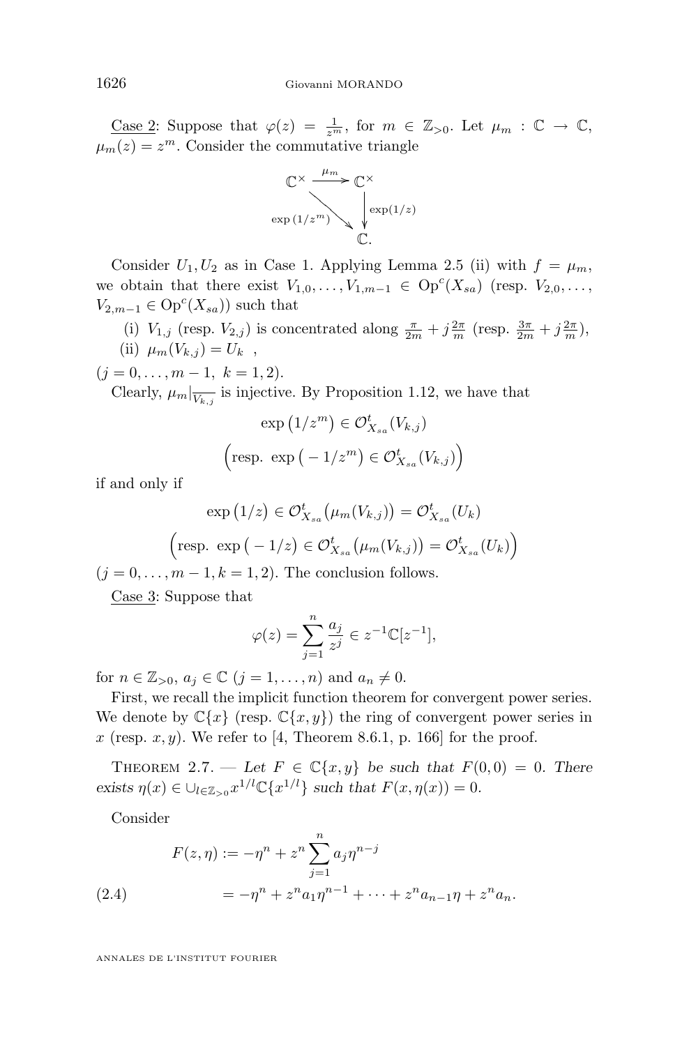Case 2: Suppose that $\varphi(z) = \frac{1}{z^m}$, for $m \in \mathbb{Z}_{>0}$. Let $\mu_m : \mathbb{C} \to \mathbb{C}$, $\mu_m(z) = z^m$. Consider the commutative triangle

$$\begin{array}{ccc} \mathbb{C}^\times & \xrightarrow{\mu_m} & \mathbb{C}^\times \\ & \searrow^{\exp(1/z^m)} & \downarrow{\scriptstyle \exp(1/z)} \\ & & \mathbb{C}. \end{array}$$

Consider $U_1, U_2$ as in Case 1. Applying Lemma 2.5 (ii) with $f = \mu_m$, we obtain that there exist $V_{1,0}, \dots, V_{1,m-1} \in \mathrm{Op}^c(X_{sa})$ (resp. $V_{2,0}, \dots, V_{2,m-1} \in \mathrm{Op}^c(X_{sa})$) such that

(i) $V_{1,j}$ (resp. $V_{2,j}$) is concentrated along $\frac{\pi}{2m} + j\frac{2\pi}{m}$ (resp. $\frac{3\pi}{2m} + j\frac{2\pi}{m}$),

(ii) $\mu_m(V_{k,j}) = U_k$ ,

$(j = 0, \dots, m-1,\ k = 1, 2)$.

Clearly, $\mu_m|_{\overline{V_{k,j}}}$ is injective. By Proposition 1.12, we have that

$$\exp\big(1/z^m\big) \in \mathcal{O}^t_{X_{sa}}(V_{k,j})$$

$$\Big(\text{resp. } \exp\big(-1/z^m\big) \in \mathcal{O}^t_{X_{sa}}(V_{k,j})\Big)$$

if and only if

$$\exp\big(1/z\big) \in \mathcal{O}^t_{X_{sa}}\big(\mu_m(V_{k,j})\big) = \mathcal{O}^t_{X_{sa}}(U_k)$$

$$\Big(\text{resp. } \exp\big(-1/z\big) \in \mathcal{O}^t_{X_{sa}}\big(\mu_m(V_{k,j})\big) = \mathcal{O}^t_{X_{sa}}(U_k)\Big)$$

$(j = 0, \dots, m-1, k = 1, 2)$. The conclusion follows.

Case 3: Suppose that

$$\varphi(z) = \sum_{j=1}^{n} \frac{a_j}{z^j} \in z^{-1}\mathbb{C}[z^{-1}],$$

for $n \in \mathbb{Z}_{>0}$, $a_j \in \mathbb{C}$ $(j = 1, \dots, n)$ and $a_n \neq 0$.

First, we recall the implicit function theorem for convergent power series. We denote by $\mathbb{C}\{x\}$ (resp. $\mathbb{C}\{x, y\}$) the ring of convergent power series in $x$ (resp. $x, y$). We refer to [4, Theorem 8.6.1, p. 166] for the proof.

Theorem 2.7. — *Let $F \in \mathbb{C}\{x, y\}$ be such that $F(0, 0) = 0$. There exists $\eta(x) \in \cup_{l \in \mathbb{Z}_{>0}} x^{1/l}\mathbb{C}\{x^{1/l}\}$ such that $F(x, \eta(x)) = 0$.*

Consider

$$\begin{aligned} F(z, \eta) &:= -\eta^n + z^n \sum_{j=1}^{n} a_j \eta^{n-j} \\ &= -\eta^n + z^n a_1 \eta^{n-1} + \cdots + z^n a_{n-1}\eta + z^n a_n. \end{aligned} \tag{2.4}$$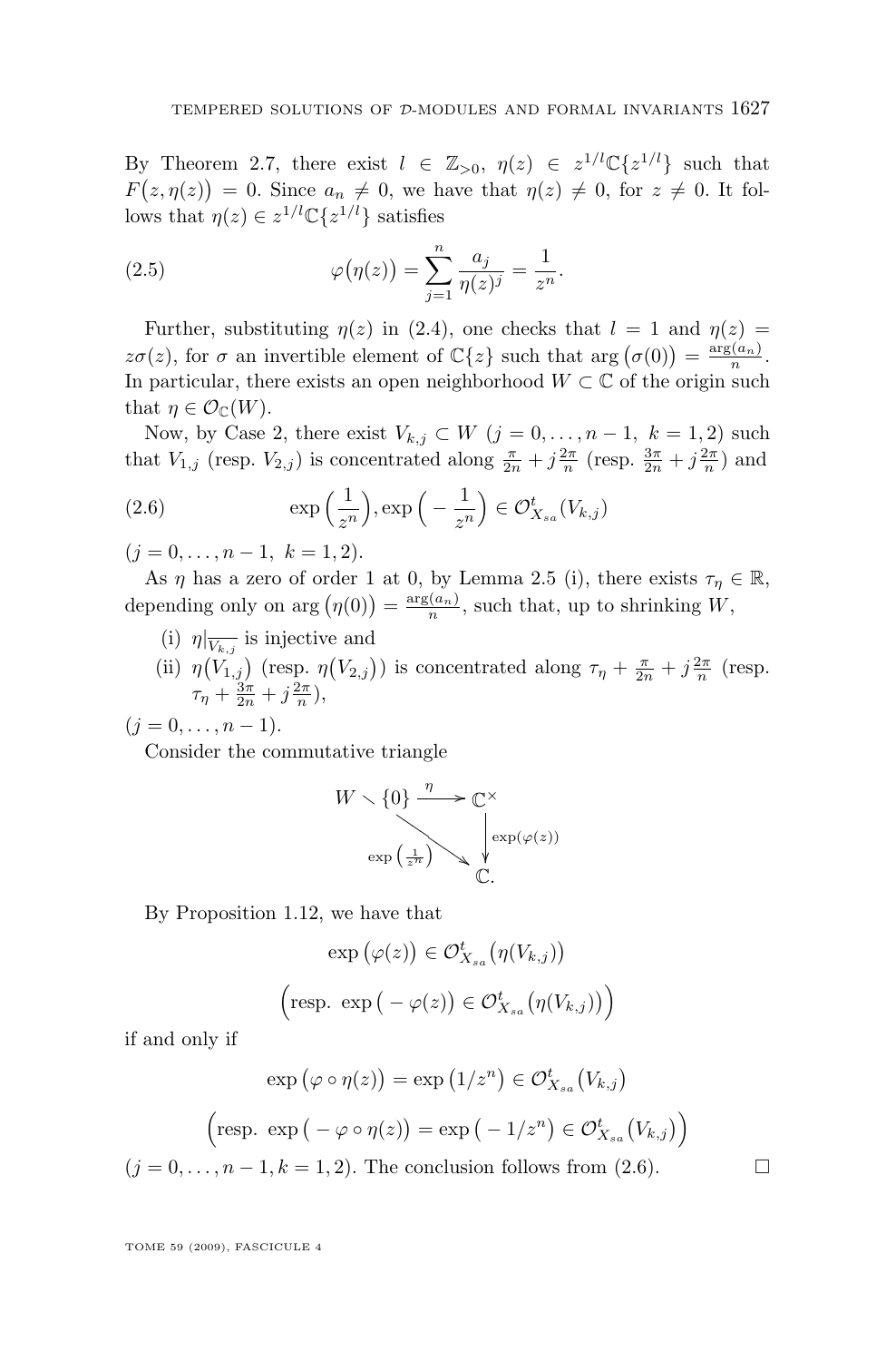By Theorem 2.7, there exist $l \in \mathbb{Z}_{>0}$, $\eta(z) \in z^{1/l}\mathbb{C}\{z^{1/l}\}$ such that $F\big(z, \eta(z)\big) = 0$. Since $a_n \neq 0$, we have that $\eta(z) \neq 0$, for $z \neq 0$. It follows that $\eta(z) \in z^{1/l}\mathbb{C}\{z^{1/l}\}$ satisfies

$$\varphi\big(\eta(z)\big) = \sum_{j=1}^{n} \frac{a_j}{\eta(z)^j} = \frac{1}{z^n}. \tag{2.5}$$

Further, substituting $\eta(z)$ in (2.4), one checks that $l = 1$ and $\eta(z) = z\sigma(z)$, for $\sigma$ an invertible element of $\mathbb{C}\{z\}$ such that $\arg\big(\sigma(0)\big) = \frac{\arg(a_n)}{n}$. In particular, there exists an open neighborhood $W \subset \mathbb{C}$ of the origin such that $\eta \in \mathcal{O}_{\mathbb{C}}(W)$.

Now, by Case 2, there exist $V_{k,j} \subset W$ ($j = 0, \dots, n-1$, $k = 1, 2$) such that $V_{1,j}$ (resp. $V_{2,j}$) is concentrated along $\frac{\pi}{2n} + j\frac{2\pi}{n}$ (resp. $\frac{3\pi}{2n} + j\frac{2\pi}{n}$) and

$$\exp\Big(\frac{1}{z^n}\Big), \exp\Big(-\frac{1}{z^n}\Big) \in \mathcal{O}^t_{X_{sa}}(V_{k,j}) \tag{2.6}$$

($j = 0, \dots, n-1$, $k = 1, 2$).

As $\eta$ has a zero of order 1 at 0, by Lemma 2.5 (i), there exists $\tau_\eta \in \mathbb{R}$, depending only on $\arg\big(\eta(0)\big) = \frac{\arg(a_n)}{n}$, such that, up to shrinking $W$,

- (i) $\eta|_{\overline{V_{k,j}}}$ is injective and
- (ii) $\eta\big(V_{1,j}\big)$ (resp. $\eta\big(V_{2,j}\big)$) is concentrated along $\tau_\eta + \frac{\pi}{2n} + j\frac{2\pi}{n}$ (resp. $\tau_\eta + \frac{3\pi}{2n} + j\frac{2\pi}{n}$),

($j = 0, \dots, n-1$).

Consider the commutative triangle

$$\begin{array}{ccc} W \setminus \{0\} & \xrightarrow{\ \eta\ } & \mathbb{C}^\times \\ & \searrow^{\exp\left(\frac{1}{z^n}\right)} & \downarrow{\scriptstyle \exp(\varphi(z))} \\ & & \mathbb{C}. \end{array}$$

By Proposition 1.12, we have that

$$\exp\big(\varphi(z)\big) \in \mathcal{O}^t_{X_{sa}}\big(\eta(V_{k,j})\big)$$

$$\Big(\text{resp. } \exp\big(-\varphi(z)\big) \in \mathcal{O}^t_{X_{sa}}\big(\eta(V_{k,j})\big)\Big)$$

if and only if

$$\exp\big(\varphi \circ \eta(z)\big) = \exp\big(1/z^n\big) \in \mathcal{O}^t_{X_{sa}}\big(V_{k,j}\big)$$

$$\Big(\text{resp. } \exp\big(-\varphi \circ \eta(z)\big) = \exp\big(-1/z^n\big) \in \mathcal{O}^t_{X_{sa}}\big(V_{k,j}\big)\Big)$$

($j = 0, \dots, n-1, k = 1, 2$). The conclusion follows from (2.6). □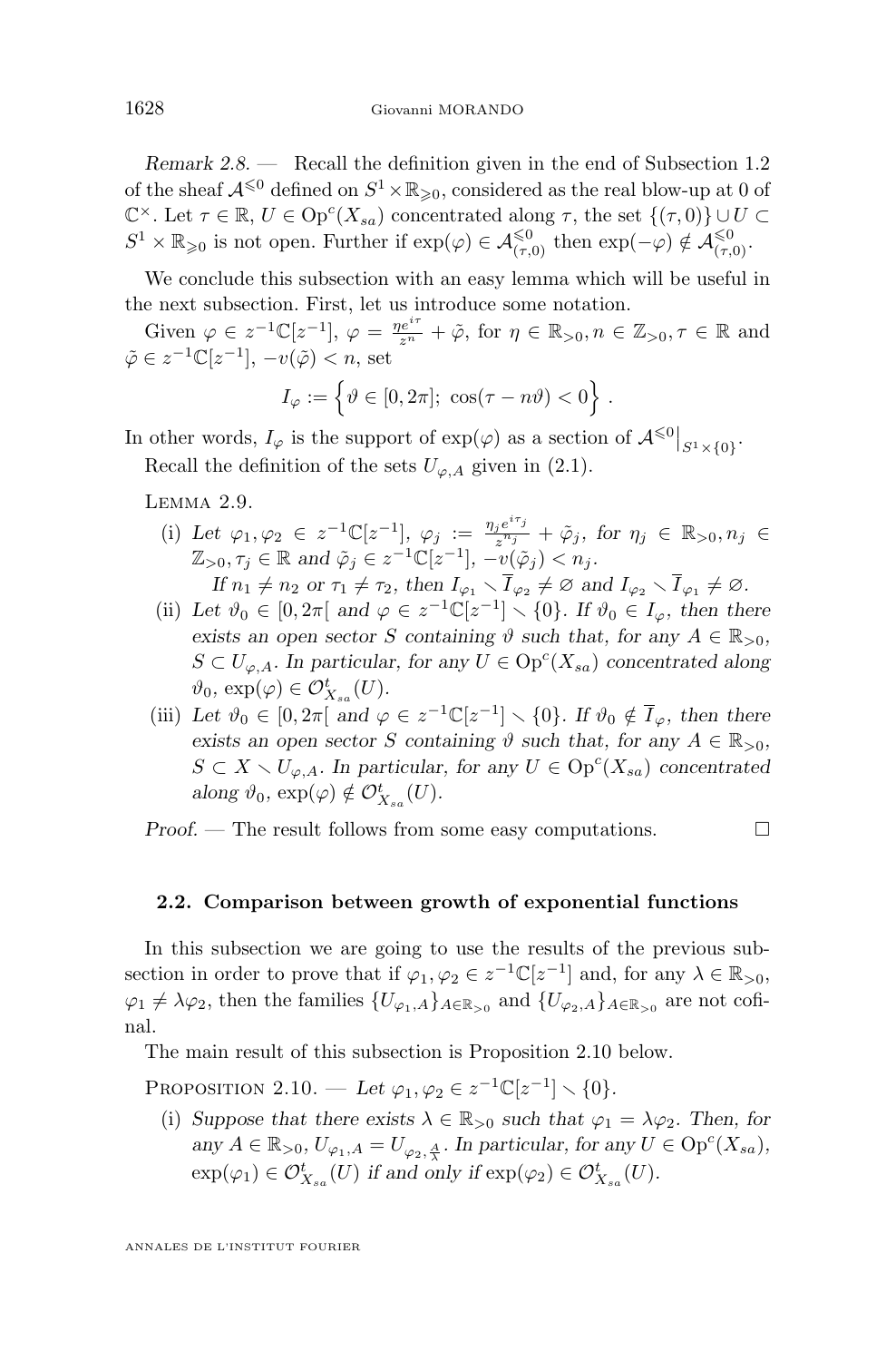*Remark 2.8.* — Recall the definition given in the end of Subsection 1.2 of the sheaf $\mathcal{A}^{\leqslant 0}$ defined on $S^1 \times \mathbb{R}_{\geqslant 0}$, considered as the real blow-up at 0 of $\mathbb{C}^\times$. Let $\tau \in \mathbb{R}$, $U \in \mathrm{Op}^c(X_{sa})$ concentrated along $\tau$, the set $\{(\tau, 0)\} \cup U \subset S^1 \times \mathbb{R}_{\geqslant 0}$ is not open. Further if $\exp(\varphi) \in \mathcal{A}^{\leqslant 0}_{(\tau,0)}$ then $\exp(-\varphi) \notin \mathcal{A}^{\leqslant 0}_{(\tau,0)}$.

We conclude this subsection with an easy lemma which will be useful in the next subsection. First, let us introduce some notation.

Given $\varphi \in z^{-1}\mathbb{C}[z^{-1}]$, $\varphi = \frac{\eta e^{i\tau}}{z^n} + \tilde{\varphi}$, for $\eta \in \mathbb{R}_{>0}, n \in \mathbb{Z}_{>0}, \tau \in \mathbb{R}$ and $\tilde{\varphi} \in z^{-1}\mathbb{C}[z^{-1}]$, $-v(\tilde{\varphi}) < n$, set

$$I_\varphi := \left\{ \vartheta \in [0, 2\pi];\ \cos(\tau - n\vartheta) < 0 \right\}.$$

In other words, $I_\varphi$ is the support of $\exp(\varphi)$ as a section of $\mathcal{A}^{\leqslant 0}\big|_{S^1 \times \{0\}}$.

Recall the definition of the sets $U_{\varphi,A}$ given in (2.1).

Lemma 2.9.

(i) *Let $\varphi_1, \varphi_2 \in z^{-1}\mathbb{C}[z^{-1}]$, $\varphi_j := \frac{\eta_j e^{i\tau_j}}{z^{n_j}} + \tilde{\varphi}_j$, for $\eta_j \in \mathbb{R}_{>0}, n_j \in \mathbb{Z}_{>0}, \tau_j \in \mathbb{R}$ and $\tilde{\varphi}_j \in z^{-1}\mathbb{C}[z^{-1}]$, $-v(\tilde{\varphi}_j) < n_j$.*

*If $n_1 \neq n_2$ or $\tau_1 \neq \tau_2$, then $I_{\varphi_1} \smallsetminus \overline{I}_{\varphi_2} \neq \varnothing$ and $I_{\varphi_2} \smallsetminus \overline{I}_{\varphi_1} \neq \varnothing$.*

(ii) *Let $\vartheta_0 \in [0, 2\pi[$ and $\varphi \in z^{-1}\mathbb{C}[z^{-1}] \smallsetminus \{0\}$. If $\vartheta_0 \in I_\varphi$, then there exists an open sector $S$ containing $\vartheta$ such that, for any $A \in \mathbb{R}_{>0}$, $S \subset U_{\varphi,A}$. In particular, for any $U \in \mathrm{Op}^c(X_{sa})$ concentrated along $\vartheta_0$, $\exp(\varphi) \in \mathcal{O}^t_{X_{sa}}(U)$.*

(iii) *Let $\vartheta_0 \in [0, 2\pi[$ and $\varphi \in z^{-1}\mathbb{C}[z^{-1}] \smallsetminus \{0\}$. If $\vartheta_0 \notin \overline{I}_\varphi$, then there exists an open sector $S$ containing $\vartheta$ such that, for any $A \in \mathbb{R}_{>0}$, $S \subset X \smallsetminus U_{\varphi,A}$. In particular, for any $U \in \mathrm{Op}^c(X_{sa})$ concentrated along $\vartheta_0$, $\exp(\varphi) \notin \mathcal{O}^t_{X_{sa}}(U)$.*

*Proof.* — The result follows from some easy computations. □

### 2.2. Comparison between growth of exponential functions

In this subsection we are going to use the results of the previous subsection in order to prove that if $\varphi_1, \varphi_2 \in z^{-1}\mathbb{C}[z^{-1}]$ and, for any $\lambda \in \mathbb{R}_{>0}$, $\varphi_1 \neq \lambda\varphi_2$, then the families $\{U_{\varphi_1,A}\}_{A \in \mathbb{R}_{>0}}$ and $\{U_{\varphi_2,A}\}_{A \in \mathbb{R}_{>0}}$ are not cofinal.

The main result of this subsection is Proposition 2.10 below.

Proposition 2.10. — *Let $\varphi_1, \varphi_2 \in z^{-1}\mathbb{C}[z^{-1}] \smallsetminus \{0\}$.*

(i) *Suppose that there exists $\lambda \in \mathbb{R}_{>0}$ such that $\varphi_1 = \lambda\varphi_2$. Then, for any $A \in \mathbb{R}_{>0}$, $U_{\varphi_1,A} = U_{\varphi_2,\frac{A}{\lambda}}$. In particular, for any $U \in \mathrm{Op}^c(X_{sa})$, $\exp(\varphi_1) \in \mathcal{O}^t_{X_{sa}}(U)$ if and only if $\exp(\varphi_2) \in \mathcal{O}^t_{X_{sa}}(U)$.*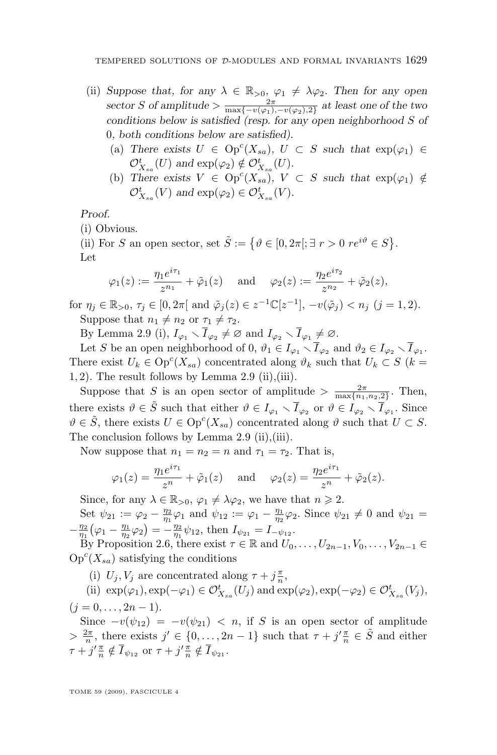(ii) *Suppose that, for any $\lambda \in \mathbb{R}_{>0}$, $\varphi_1 \neq \lambda\varphi_2$. Then for any open sector $S$ of amplitude $> \frac{2\pi}{\max\{-v(\varphi_1),-v(\varphi_2),2\}}$ at least one of the two conditions below is satisfied (resp. for any open neighborhood $S$ of 0, both conditions below are satisfied).*

   (a) *There exists $U \in \mathrm{Op}^c(X_{sa})$, $U \subset S$ such that $\exp(\varphi_1) \in \mathcal{O}^t_{X_{sa}}(U)$ and $\exp(\varphi_2) \notin \mathcal{O}^t_{X_{sa}}(U)$.*

   (b) *There exists $V \in \mathrm{Op}^c(X_{sa})$, $V \subset S$ such that $\exp(\varphi_1) \notin \mathcal{O}^t_{X_{sa}}(V)$ and $\exp(\varphi_2) \in \mathcal{O}^t_{X_{sa}}(V)$.*

*Proof.*

(i) Obvious.

(ii) For $S$ an open sector, set $\tilde{S} := \{\vartheta \in [0, 2\pi[; \exists\, r > 0\ re^{i\vartheta} \in S\}$.

Let

$$\varphi_1(z) := \frac{\eta_1 e^{i\tau_1}}{z^{n_1}} + \tilde{\varphi}_1(z) \quad \text{and} \quad \varphi_2(z) := \frac{\eta_2 e^{i\tau_2}}{z^{n_2}} + \tilde{\varphi}_2(z),$$

for $\eta_j \in \mathbb{R}_{>0}$, $\tau_j \in [0, 2\pi[$ and $\tilde{\varphi}_j(z) \in z^{-1}\mathbb{C}[z^{-1}]$, $-v(\tilde{\varphi}_j) < n_j$ $(j = 1, 2)$.

Suppose that $n_1 \neq n_2$ or $\tau_1 \neq \tau_2$.

By Lemma 2.9 (i), $I_{\varphi_1} \smallsetminus \overline{I}_{\varphi_2} \neq \varnothing$ and $I_{\varphi_2} \smallsetminus \overline{I}_{\varphi_1} \neq \varnothing$.

Let $S$ be an open neighborhood of 0, $\vartheta_1 \in I_{\varphi_1} \smallsetminus \overline{I}_{\varphi_2}$ and $\vartheta_2 \in I_{\varphi_2} \smallsetminus \overline{I}_{\varphi_1}$. There exist $U_k \in \mathrm{Op}^c(X_{sa})$ concentrated along $\vartheta_k$ such that $U_k \subset S$ $(k = 1, 2)$. The result follows by Lemma 2.9 (ii),(iii).

Suppose that $S$ is an open sector of amplitude $> \frac{2\pi}{\max\{n_1,n_2,2\}}$. Then, there exists $\vartheta \in \tilde{S}$ such that either $\vartheta \in I_{\varphi_1} \smallsetminus \overline{I}_{\varphi_2}$ or $\vartheta \in I_{\varphi_2} \smallsetminus \overline{I}_{\varphi_1}$. Since $\vartheta \in \tilde{S}$, there exists $U \in \mathrm{Op}^c(X_{sa})$ concentrated along $\vartheta$ such that $U \subset S$. The conclusion follows by Lemma 2.9 (ii),(iii).

Now suppose that $n_1 = n_2 = n$ and $\tau_1 = \tau_2$. That is,

$$\varphi_1(z) = \frac{\eta_1 e^{i\tau_1}}{z^{n}} + \tilde{\varphi}_1(z) \quad \text{and} \quad \varphi_2(z) = \frac{\eta_2 e^{i\tau_1}}{z^{n}} + \tilde{\varphi}_2(z).$$

Since, for any $\lambda \in \mathbb{R}_{>0}$, $\varphi_1 \neq \lambda\varphi_2$, we have that $n \geqslant 2$.

Set $\psi_{21} := \varphi_2 - \frac{\eta_2}{\eta_1}\varphi_1$ and $\psi_{12} := \varphi_1 - \frac{\eta_1}{\eta_2}\varphi_2$. Since $\psi_{21} \neq 0$ and $\psi_{21} = -\frac{\eta_2}{\eta_1}\big(\varphi_1 - \frac{\eta_1}{\eta_2}\varphi_2\big) = -\frac{\eta_2}{\eta_1}\psi_{12}$, then $I_{\psi_{21}} = I_{-\psi_{12}}$.

By Proposition 2.6, there exist $\tau \in \mathbb{R}$ and $U_0, \ldots, U_{2n-1}, V_0, \ldots, V_{2n-1} \in \mathrm{Op}^c(X_{sa})$ satisfying the conditions

(i) $U_j, V_j$ are concentrated along $\tau + j\frac{\pi}{n}$,

(ii) $\exp(\varphi_1), \exp(-\varphi_1) \in \mathcal{O}^t_{X_{sa}}(U_j)$ and $\exp(\varphi_2), \exp(-\varphi_2) \in \mathcal{O}^t_{X_{sa}}(V_j)$,

$(j = 0, \ldots, 2n - 1)$.

Since $-v(\psi_{12}) = -v(\psi_{21}) < n$, if $S$ is an open sector of amplitude $> \frac{2\pi}{n}$, there exists $j' \in \{0, \ldots, 2n-1\}$ such that $\tau + j'\frac{\pi}{n} \in \tilde{S}$ and either $\tau + j'\frac{\pi}{n} \notin \overline{I}_{\psi_{12}}$ or $\tau + j'\frac{\pi}{n} \notin \overline{I}_{\psi_{21}}$.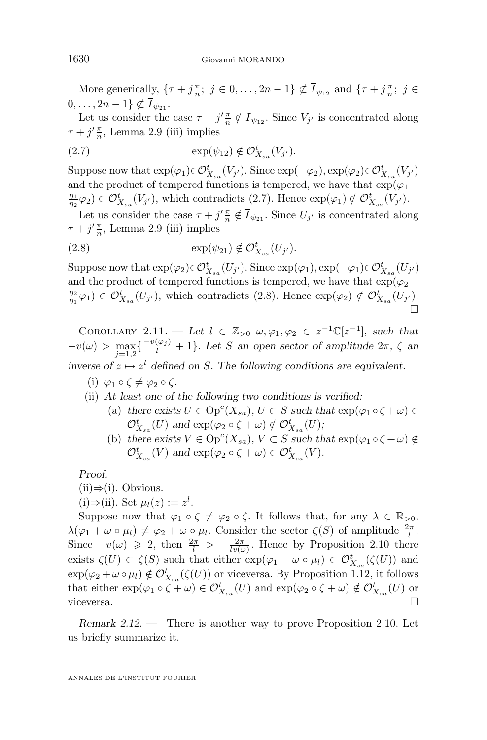More generically, $\{\tau + j\frac{\pi}{n};\ j \in 0,\ldots,2n-1\} \not\subset \overline{I}_{\psi_{12}}$ and $\{\tau + j\frac{\pi}{n};\ j \in 0,\ldots,2n-1\} \not\subset \overline{I}_{\psi_{21}}$.

Let us consider the case $\tau + j'\frac{\pi}{n} \notin \overline{I}_{\psi_{12}}$. Since $V_{j'}$ is concentrated along $\tau + j'\frac{\pi}{n}$, Lemma 2.9 (iii) implies

$$\exp(\psi_{12}) \notin \mathcal{O}^t_{X_{sa}}(V_{j'}). \tag{2.7}$$

Suppose now that $\exp(\varphi_1) \in \mathcal{O}^t_{X_{sa}}(V_{j'})$. Since $\exp(-\varphi_2), \exp(\varphi_2) \in \mathcal{O}^t_{X_{sa}}(V_{j'})$ and the product of tempered functions is tempered, we have that $\exp(\varphi_1 - \frac{\eta_1}{\eta_2}\varphi_2) \in \mathcal{O}^t_{X_{sa}}(V_{j'})$, which contradicts (2.7). Hence $\exp(\varphi_1) \notin \mathcal{O}^t_{X_{sa}}(V_{j'})$.

Let us consider the case $\tau + j'\frac{\pi}{n} \notin \overline{I}_{\psi_{21}}$. Since $U_{j'}$ is concentrated along $\tau + j'\frac{\pi}{n}$, Lemma 2.9 (iii) implies

$$\exp(\psi_{21}) \notin \mathcal{O}^t_{X_{sa}}(U_{j'}). \tag{2.8}$$

Suppose now that $\exp(\varphi_2) \in \mathcal{O}^t_{X_{sa}}(U_{j'})$. Since $\exp(\varphi_1), \exp(-\varphi_1) \in \mathcal{O}^t_{X_{sa}}(U_{j'})$ and the product of tempered functions is tempered, we have that $\exp(\varphi_2 - \frac{\eta_2}{\eta_1}\varphi_1) \in \mathcal{O}^t_{X_{sa}}(U_{j'})$, which contradicts (2.8). Hence $\exp(\varphi_2) \notin \mathcal{O}^t_{X_{sa}}(U_{j'})$. $\square$

**Corollary 2.11.** — *Let $l \in \mathbb{Z}_{>0}$ $\omega, \varphi_1, \varphi_2 \in z^{-1}\mathbb{C}[z^{-1}]$, such that $-v(\omega) > \max_{j=1,2}\{\frac{-v(\varphi_j)}{l} + 1\}$. Let $S$ an open sector of amplitude $2\pi$, $\zeta$ an inverse of $z \mapsto z^l$ defined on $S$. The following conditions are equivalent.*

(i) *$\varphi_1 \circ \zeta \neq \varphi_2 \circ \zeta$.*

(ii) *At least one of the following two conditions is verified:*

   (a) *there exists $U \in \mathrm{Op}^c(X_{sa})$, $U \subset S$ such that $\exp(\varphi_1 \circ \zeta + \omega) \in \mathcal{O}^t_{X_{sa}}(U)$ and $\exp(\varphi_2 \circ \zeta + \omega) \notin \mathcal{O}^t_{X_{sa}}(U)$;*

   (b) *there exists $V \in \mathrm{Op}^c(X_{sa})$, $V \subset S$ such that $\exp(\varphi_1 \circ \zeta + \omega) \notin \mathcal{O}^t_{X_{sa}}(V)$ and $\exp(\varphi_2 \circ \zeta + \omega) \in \mathcal{O}^t_{X_{sa}}(V)$.*

*Proof.*

(ii)⇒(i). Obvious.

(i)⇒(ii). Set $\mu_l(z) := z^l$.

Suppose now that $\varphi_1 \circ \zeta \neq \varphi_2 \circ \zeta$. It follows that, for any $\lambda \in \mathbb{R}_{>0}$, $\lambda(\varphi_1 + \omega \circ \mu_l) \neq \varphi_2 + \omega \circ \mu_l$. Consider the sector $\zeta(S)$ of amplitude $\frac{2\pi}{l}$. Since $-v(\omega) \geqslant 2$, then $\frac{2\pi}{l} > -\frac{2\pi}{lv(\omega)}$. Hence by Proposition 2.10 there exists $\zeta(U) \subset \zeta(S)$ such that either $\exp(\varphi_1 + \omega \circ \mu_l) \in \mathcal{O}^t_{X_{sa}}(\zeta(U))$ and $\exp(\varphi_2 + \omega \circ \mu_l) \notin \mathcal{O}^t_{X_{sa}}(\zeta(U))$ or viceversa. By Proposition 1.12, it follows that either $\exp(\varphi_1 \circ \zeta + \omega) \in \mathcal{O}^t_{X_{sa}}(U)$ and $\exp(\varphi_2 \circ \zeta + \omega) \notin \mathcal{O}^t_{X_{sa}}(U)$ or viceversa. $\square$

*Remark 2.12.* — There is another way to prove Proposition 2.10. Let us briefly summarize it.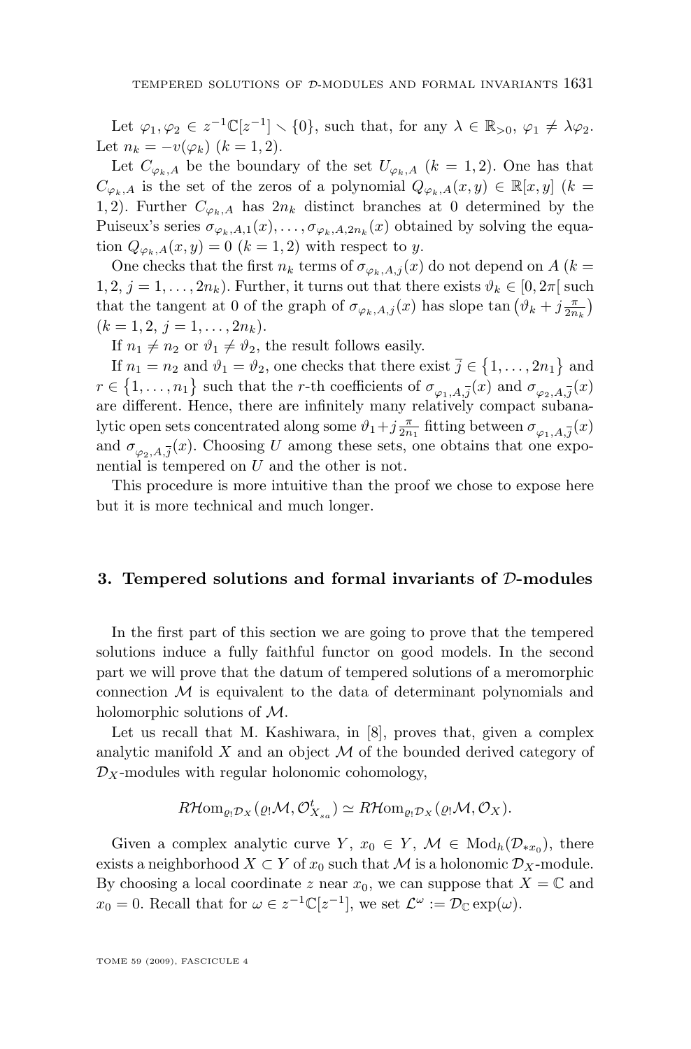Let $\varphi_1, \varphi_2 \in z^{-1}\mathbb{C}[z^{-1}] \smallsetminus \{0\}$, such that, for any $\lambda \in \mathbb{R}_{>0}$, $\varphi_1 \neq \lambda\varphi_2$. Let $n_k = -v(\varphi_k)$ $(k = 1, 2)$.

Let $C_{\varphi_k,A}$ be the boundary of the set $U_{\varphi_k,A}$ $(k = 1, 2)$. One has that $C_{\varphi_k,A}$ is the set of the zeros of a polynomial $Q_{\varphi_k,A}(x, y) \in \mathbb{R}[x, y]$ $(k = 1, 2)$. Further $C_{\varphi_k,A}$ has $2n_k$ distinct branches at 0 determined by the Puiseux's series $\sigma_{\varphi_k,A,1}(x), \dots, \sigma_{\varphi_k,A,2n_k}(x)$ obtained by solving the equation $Q_{\varphi_k,A}(x, y) = 0$ $(k = 1, 2)$ with respect to $y$.

One checks that the first $n_k$ terms of $\sigma_{\varphi_k,A,j}(x)$ do not depend on $A$ $(k = 1, 2,\ j = 1, \dots, 2n_k)$. Further, it turns out that there exists $\vartheta_k \in [0, 2\pi[$ such that the tangent at 0 of the graph of $\sigma_{\varphi_k,A,j}(x)$ has slope $\tan\big(\vartheta_k + j\frac{\pi}{2n_k}\big)$ $(k = 1, 2,\ j = 1, \dots, 2n_k)$.

If $n_1 \neq n_2$ or $\vartheta_1 \neq \vartheta_2$, the result follows easily.

If $n_1 = n_2$ and $\vartheta_1 = \vartheta_2$, one checks that there exist $\overline{j} \in \{1, \dots, 2n_1\}$ and $r \in \{1, \dots, n_1\}$ such that the $r$-th coefficients of $\sigma_{\varphi_1,A,\overline{j}}(x)$ and $\sigma_{\varphi_2,A,\overline{j}}(x)$ are different. Hence, there are infinitely many relatively compact subanalytic open sets concentrated along some $\vartheta_1 + j\frac{\pi}{2n_1}$ fitting between $\sigma_{\varphi_1,A,\overline{j}}(x)$ and $\sigma_{\varphi_2,A,\overline{j}}(x)$. Choosing $U$ among these sets, one obtains that one exponential is tempered on $U$ and the other is not.

This procedure is more intuitive than the proof we chose to expose here but it is more technical and much longer.

## 3. Tempered solutions and formal invariants of $\mathcal{D}$-modules

In the first part of this section we are going to prove that the tempered solutions induce a fully faithful functor on good models. In the second part we will prove that the datum of tempered solutions of a meromorphic connection $\mathcal{M}$ is equivalent to the data of determinant polynomials and holomorphic solutions of $\mathcal{M}$.

Let us recall that M. Kashiwara, in [8], proves that, given a complex analytic manifold $X$ and an object $\mathcal{M}$ of the bounded derived category of $\mathcal{D}_X$-modules with regular holonomic cohomology,

$$R\mathcal{H}om_{\varrho_!\mathcal{D}_X}(\varrho_!\mathcal{M}, \mathcal{O}^t_{X_{sa}}) \simeq R\mathcal{H}om_{\varrho_!\mathcal{D}_X}(\varrho_!\mathcal{M}, \mathcal{O}_X).$$

Given a complex analytic curve $Y$, $x_0 \in Y$, $\mathcal{M} \in \mathrm{Mod}_h(\mathcal{D}_{*x_0})$, there exists a neighborhood $X \subset Y$ of $x_0$ such that $\mathcal{M}$ is a holonomic $\mathcal{D}_X$-module. By choosing a local coordinate $z$ near $x_0$, we can suppose that $X = \mathbb{C}$ and $x_0 = 0$. Recall that for $\omega \in z^{-1}\mathbb{C}[z^{-1}]$, we set $\mathcal{L}^\omega := \mathcal{D}_\mathbb{C} \exp(\omega)$.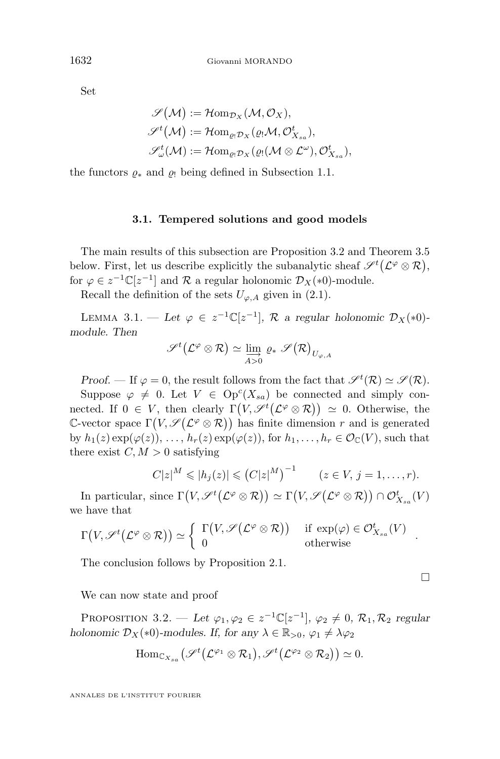Set

$$
\begin{aligned}
\mathscr{S}(\mathcal{M}) &:= \mathcal{H}om_{\mathcal{D}_X}(\mathcal{M}, \mathcal{O}_X),\\
\mathscr{S}^t(\mathcal{M}) &:= \mathcal{H}om_{\varrho_! \mathcal{D}_X}(\varrho_! \mathcal{M}, \mathcal{O}^t_{X_{sa}}),\\
\mathscr{S}^t_\omega(\mathcal{M}) &:= \mathcal{H}om_{\varrho_! \mathcal{D}_X}(\varrho_!(\mathcal{M} \otimes \mathcal{L}^\omega), \mathcal{O}^t_{X_{sa}}),
\end{aligned}
$$

the functors $\varrho_*$ and $\varrho_!$ being defined in Subsection 1.1.

### 3.1. Tempered solutions and good models

The main results of this subsection are Proposition 3.2 and Theorem 3.5 below. First, let us describe explicitly the subanalytic sheaf $\mathscr{S}^t\big(\mathcal{L}^\varphi \otimes \mathcal{R}\big)$, for $\varphi \in z^{-1}\mathbb{C}[z^{-1}]$ and $\mathcal{R}$ a regular holonomic $\mathcal{D}_X(*0)$-module.

Recall the definition of the sets $U_{\varphi,A}$ given in (2.1).

Lemma 3.1. — *Let $\varphi \in z^{-1}\mathbb{C}[z^{-1}]$, $\mathcal{R}$ a regular holonomic $\mathcal{D}_X(*0)$-module. Then*

$$
\mathscr{S}^t\big(\mathcal{L}^\varphi \otimes \mathcal{R}\big) \simeq \varinjlim_{A>0} \varrho_* \, \mathscr{S}\big(\mathcal{R}\big)_{U_{\varphi,A}}
$$

*Proof.* — If $\varphi = 0$, the result follows from the fact that $\mathscr{S}^t(\mathcal{R}) \simeq \mathscr{S}(\mathcal{R})$.

Suppose $\varphi \neq 0$. Let $V \in \mathrm{Op}^c(X_{sa})$ be connected and simply connected. If $0 \in V$, then clearly $\Gamma\big(V, \mathscr{S}^t\big(\mathcal{L}^\varphi \otimes \mathcal{R}\big)\big) \simeq 0$. Otherwise, the $\mathbb{C}$-vector space $\Gamma\big(V, \mathscr{S}\big(\mathcal{L}^\varphi \otimes \mathcal{R}\big)\big)$ has finite dimension $r$ and is generated by $h_1(z)\exp(\varphi(z)), \ldots, h_r(z)\exp(\varphi(z))$, for $h_1, \ldots, h_r \in \mathcal{O}_{\mathbb{C}}(V)$, such that there exist $C, M > 0$ satisfying

$$
C|z|^M \leqslant |h_j(z)| \leqslant \big(C|z|^M\big)^{-1} \qquad (z \in V,\ j = 1, \ldots, r).
$$

In particular, since $\Gamma\big(V, \mathscr{S}^t\big(\mathcal{L}^\varphi \otimes \mathcal{R}\big)\big) \simeq \Gamma\big(V, \mathscr{S}\big(\mathcal{L}^\varphi \otimes \mathcal{R}\big)\big) \cap \mathcal{O}^t_{X_{sa}}(V)$ we have that

$$
\Gamma\big(V, \mathscr{S}^t\big(\mathcal{L}^\varphi \otimes \mathcal{R}\big)\big) \simeq \begin{cases} \Gamma\big(V, \mathscr{S}\big(\mathcal{L}^\varphi \otimes \mathcal{R}\big)\big) & \text{if } \exp(\varphi) \in \mathcal{O}^t_{X_{sa}}(V) \\ 0 & \text{otherwise} \end{cases}.
$$

The conclusion follows by Proposition 2.1.

□

We can now state and proof

Proposition 3.2. — *Let $\varphi_1, \varphi_2 \in z^{-1}\mathbb{C}[z^{-1}]$, $\varphi_2 \neq 0$, $\mathcal{R}_1, \mathcal{R}_2$ regular holonomic $\mathcal{D}_X(*0)$-modules. If, for any $\lambda \in \mathbb{R}_{>0}$, $\varphi_1 \neq \lambda\varphi_2$*

$$
\mathrm{Hom}_{\mathbb{C}_{X_{sa}}}\big(\mathscr{S}^t\big(\mathcal{L}^{\varphi_1} \otimes \mathcal{R}_1\big), \mathscr{S}^t\big(\mathcal{L}^{\varphi_2} \otimes \mathcal{R}_2\big)\big) \simeq 0.
$$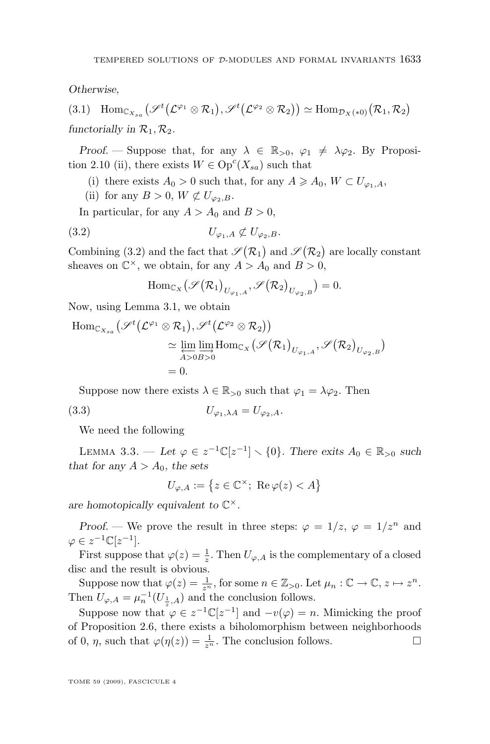*Otherwise,*

$$\mathrm{Hom}_{\mathbb{C}_{X_{sa}}}\big(\mathscr{S}^t\big(\mathcal{L}^{\varphi_1}\otimes\mathcal{R}_1\big),\mathscr{S}^t\big(\mathcal{L}^{\varphi_2}\otimes\mathcal{R}_2\big)\big)\simeq \mathrm{Hom}_{\mathcal{D}_X(*0)}\big(\mathcal{R}_1,\mathcal{R}_2\big) \tag{3.1}$$

*functorially in* $\mathcal{R}_1,\mathcal{R}_2$.

*Proof*. — Suppose that, for any $\lambda\in\mathbb{R}_{>0}$, $\varphi_1\neq\lambda\varphi_2$. By Proposition 2.10 (ii), there exists $W\in\mathrm{Op}^c(X_{sa})$ such that

(i) there exists $A_0>0$ such that, for any $A\geqslant A_0$, $W\subset U_{\varphi_1,A}$,

(ii) for any $B>0$, $W\not\subset U_{\varphi_2,B}$.

In particular, for any $A>A_0$ and $B>0$,

$$U_{\varphi_1,A}\not\subset U_{\varphi_2,B}. \tag{3.2}$$

Combining (3.2) and the fact that $\mathscr{S}\big(\mathcal{R}_1\big)$ and $\mathscr{S}\big(\mathcal{R}_2\big)$ are locally constant sheaves on $\mathbb{C}^\times$, we obtain, for any $A>A_0$ and $B>0$,

$$\mathrm{Hom}_{\mathbb{C}_X}\big(\mathscr{S}\big(\mathcal{R}_1\big)_{U_{\varphi_1,A}},\mathscr{S}\big(\mathcal{R}_2\big)_{U_{\varphi_2,B}}\big)=0.$$

Now, using Lemma 3.1, we obtain

$$\begin{aligned}\mathrm{Hom}_{\mathbb{C}_{X_{sa}}}&\big(\mathscr{S}^t\big(\mathcal{L}^{\varphi_1}\otimes\mathcal{R}_1\big),\mathscr{S}^t\big(\mathcal{L}^{\varphi_2}\otimes\mathcal{R}_2\big)\big)\\ &\simeq \varprojlim_{A>0}\varinjlim_{B>0}\mathrm{Hom}_{\mathbb{C}_X}\big(\mathscr{S}\big(\mathcal{R}_1\big)_{U_{\varphi_1,A}},\mathscr{S}\big(\mathcal{R}_2\big)_{U_{\varphi_2,B}}\big)\\ &=0.\end{aligned}$$

Suppose now there exists $\lambda\in\mathbb{R}_{>0}$ such that $\varphi_1=\lambda\varphi_2$. Then

$$U_{\varphi_1,\lambda A}=U_{\varphi_2,A}. \tag{3.3}$$

We need the following

Lemma 3.3. — *Let* $\varphi\in z^{-1}\mathbb{C}[z^{-1}]\smallsetminus\{0\}$. *There exits* $A_0\in\mathbb{R}_{>0}$ *such that for any* $A>A_0$, *the sets*

$$U_{\varphi,A}:=\big\{z\in\mathbb{C}^\times;\ \mathrm{Re}\,\varphi(z)<A\big\}$$

*are homotopically equivalent to* $\mathbb{C}^\times$.

*Proof*. — We prove the result in three steps: $\varphi=1/z$, $\varphi=1/z^n$ and $\varphi\in z^{-1}\mathbb{C}[z^{-1}]$.

First suppose that $\varphi(z)=\frac{1}{z}$. Then $U_{\varphi,A}$ is the complementary of a closed disc and the result is obvious.

Suppose now that $\varphi(z)=\frac{1}{z^n}$, for some $n\in\mathbb{Z}_{>0}$. Let $\mu_n:\mathbb{C}\to\mathbb{C}$, $z\mapsto z^n$. Then $U_{\varphi,A}=\mu_n^{-1}(U_{\frac{1}{z},A})$ and the conclusion follows.

Suppose now that $\varphi\in z^{-1}\mathbb{C}[z^{-1}]$ and $-v(\varphi)=n$. Mimicking the proof of Proposition 2.6, there exists a biholomorphism between neighborhoods of 0, $\eta$, such that $\varphi(\eta(z))=\frac{1}{z^n}$. The conclusion follows. $\square$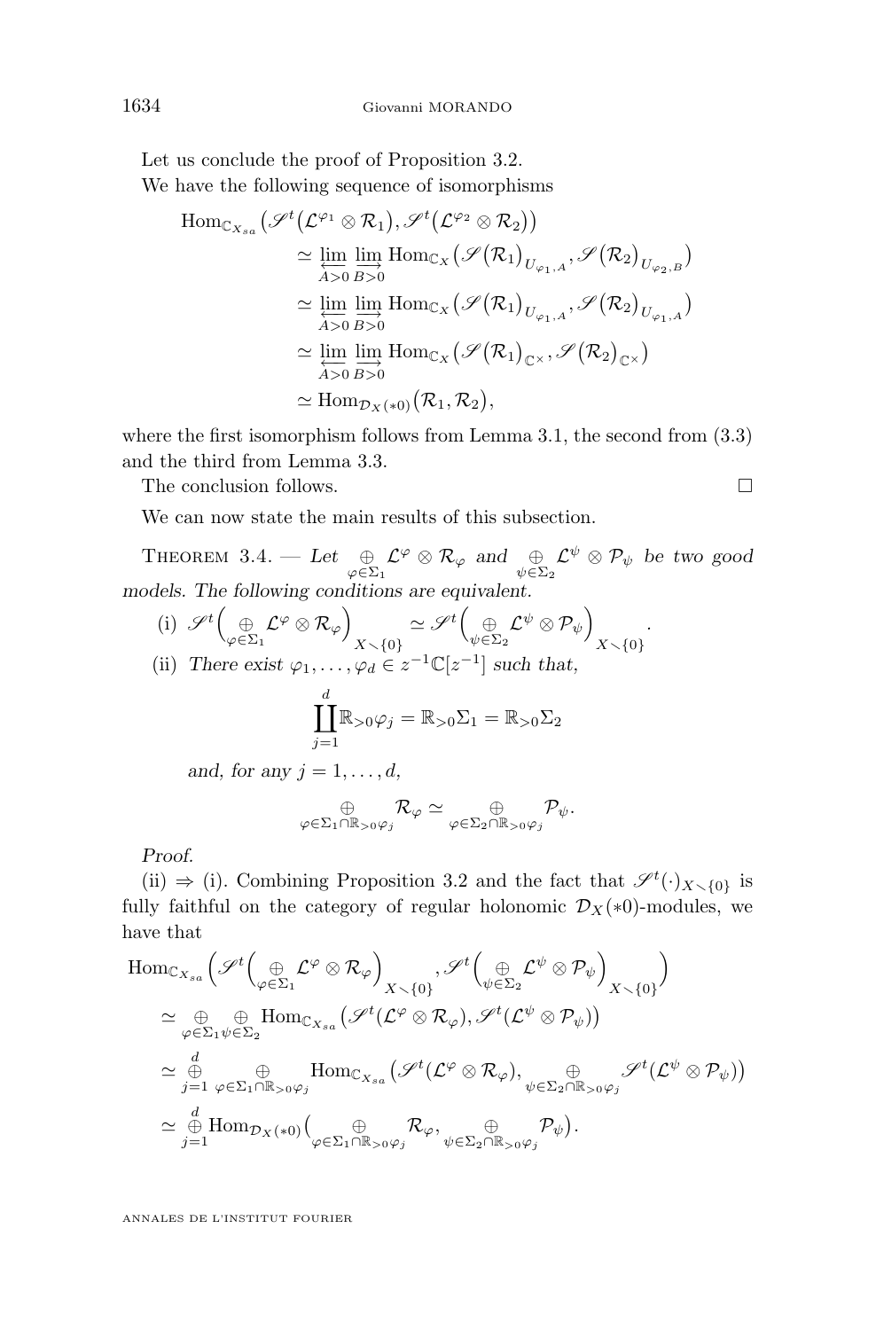Let us conclude the proof of Proposition 3.2.

We have the following sequence of isomorphisms

$$
\begin{aligned}
\operatorname{Hom}_{\mathbb{C}_{X_{sa}}}\big(\mathscr{S}^t\big(\mathcal{L}^{\varphi_1}\otimes\mathcal{R}_1\big),\mathscr{S}^t\big(\mathcal{L}^{\varphi_2}\otimes\mathcal{R}_2\big)\big)
&\simeq \varprojlim_{A>0}\varinjlim_{B>0}\operatorname{Hom}_{\mathbb{C}_X}\big(\mathscr{S}\big(\mathcal{R}_1\big)_{U_{\varphi_1,A}},\mathscr{S}\big(\mathcal{R}_2\big)_{U_{\varphi_2,B}}\big)\\
&\simeq \varprojlim_{A>0}\varinjlim_{B>0}\operatorname{Hom}_{\mathbb{C}_X}\big(\mathscr{S}\big(\mathcal{R}_1\big)_{U_{\varphi_1,A}},\mathscr{S}\big(\mathcal{R}_2\big)_{U_{\varphi_1,A}}\big)\\
&\simeq \varprojlim_{A>0}\varinjlim_{B>0}\operatorname{Hom}_{\mathbb{C}_X}\big(\mathscr{S}\big(\mathcal{R}_1\big)_{\mathbb{C}^\times},\mathscr{S}\big(\mathcal{R}_2\big)_{\mathbb{C}^\times}\big)\\
&\simeq \operatorname{Hom}_{\mathcal{D}_X(*0)}\big(\mathcal{R}_1,\mathcal{R}_2\big),
\end{aligned}
$$

where the first isomorphism follows from Lemma 3.1, the second from (3.3) and the third from Lemma 3.3.

The conclusion follows. □

We can now state the main results of this subsection.

**Theorem 3.4.** — *Let $\underset{\varphi\in\Sigma_1}{\oplus}\mathcal{L}^{\varphi}\otimes\mathcal{R}_{\varphi}$ and $\underset{\psi\in\Sigma_2}{\oplus}\mathcal{L}^{\psi}\otimes\mathcal{P}_{\psi}$ be two good models. The following conditions are equivalent.*

(i) $\mathscr{S}^t\Big(\underset{\varphi\in\Sigma_1}{\oplus}\mathcal{L}^{\varphi}\otimes\mathcal{R}_{\varphi}\Big)_{X\smallsetminus\{0\}}\simeq\mathscr{S}^t\Big(\underset{\psi\in\Sigma_2}{\oplus}\mathcal{L}^{\psi}\otimes\mathcal{P}_{\psi}\Big)_{X\smallsetminus\{0\}}.$

(ii) *There exist $\varphi_1,\dots,\varphi_d\in z^{-1}\mathbb{C}[z^{-1}]$ such that,*

$$\coprod_{j=1}^{d}\mathbb{R}_{>0}\varphi_j=\mathbb{R}_{>0}\Sigma_1=\mathbb{R}_{>0}\Sigma_2$$

*and, for any $j=1,\dots,d$,*

$$\underset{\varphi\in\Sigma_1\cap\mathbb{R}_{>0}\varphi_j}{\oplus}\mathcal{R}_{\varphi}\simeq\underset{\psi\in\Sigma_2\cap\mathbb{R}_{>0}\varphi_j}{\oplus}\mathcal{P}_{\psi}.$$

*Proof.*

(ii) ⇒ (i). Combining Proposition 3.2 and the fact that $\mathscr{S}^t(\cdot)_{X\smallsetminus\{0\}}$ is fully faithful on the category of regular holonomic $\mathcal{D}_X(*0)$-modules, we have that

$$
\begin{aligned}
&\operatorname{Hom}_{\mathbb{C}_{X_{sa}}}\Big(\mathscr{S}^t\Big(\underset{\varphi\in\Sigma_1}{\oplus}\mathcal{L}^{\varphi}\otimes\mathcal{R}_{\varphi}\Big)_{X\smallsetminus\{0\}},\mathscr{S}^t\Big(\underset{\psi\in\Sigma_2}{\oplus}\mathcal{L}^{\psi}\otimes\mathcal{P}_{\psi}\Big)_{X\smallsetminus\{0\}}\Big)\\
&\simeq\underset{\varphi\in\Sigma_1}{\oplus}\underset{\psi\in\Sigma_2}{\oplus}\operatorname{Hom}_{\mathbb{C}_{X_{sa}}}\big(\mathscr{S}^t(\mathcal{L}^{\varphi}\otimes\mathcal{R}_{\varphi}),\mathscr{S}^t(\mathcal{L}^{\psi}\otimes\mathcal{P}_{\psi})\big)\\
&\simeq\overset{d}{\underset{j=1}{\oplus}}\underset{\varphi\in\Sigma_1\cap\mathbb{R}_{>0}\varphi_j}{\oplus}\operatorname{Hom}_{\mathbb{C}_{X_{sa}}}\big(\mathscr{S}^t(\mathcal{L}^{\varphi}\otimes\mathcal{R}_{\varphi}),\underset{\psi\in\Sigma_2\cap\mathbb{R}_{>0}\varphi_j}{\oplus}\mathscr{S}^t(\mathcal{L}^{\psi}\otimes\mathcal{P}_{\psi})\big)\\
&\simeq\overset{d}{\underset{j=1}{\oplus}}\operatorname{Hom}_{\mathcal{D}_X(*0)}\big(\underset{\varphi\in\Sigma_1\cap\mathbb{R}_{>0}\varphi_j}{\oplus}\mathcal{R}_{\varphi},\underset{\psi\in\Sigma_2\cap\mathbb{R}_{>0}\varphi_j}{\oplus}\mathcal{P}_{\psi}\big).
\end{aligned}
$$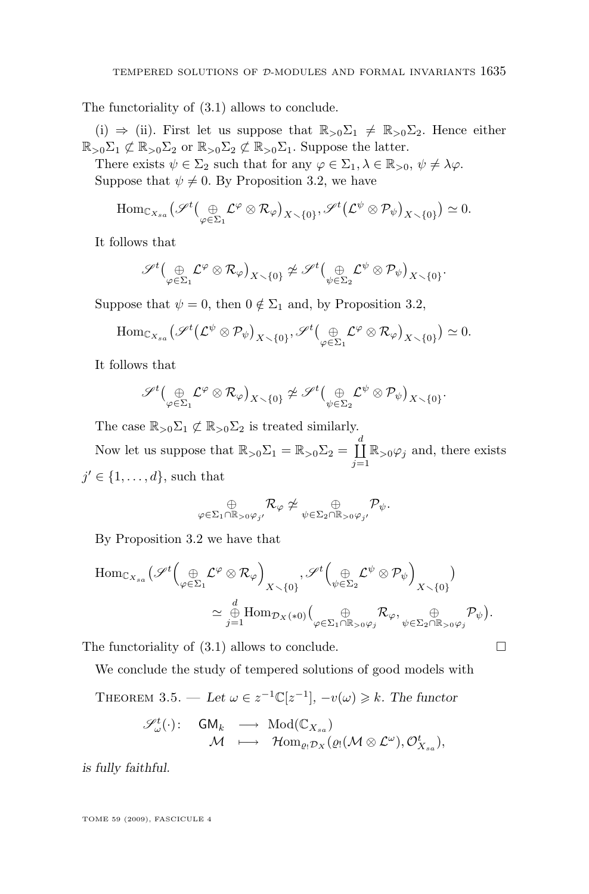The functoriality of (3.1) allows to conclude.

(i) $\Rightarrow$ (ii). First let us suppose that $\mathbb{R}_{>0}\Sigma_1 \neq \mathbb{R}_{>0}\Sigma_2$. Hence either $\mathbb{R}_{>0}\Sigma_1 \not\subset \mathbb{R}_{>0}\Sigma_2$ or $\mathbb{R}_{>0}\Sigma_2 \not\subset \mathbb{R}_{>0}\Sigma_1$. Suppose the latter.

There exists $\psi \in \Sigma_2$ such that for any $\varphi \in \Sigma_1, \lambda \in \mathbb{R}_{>0}$, $\psi \neq \lambda\varphi$.

Suppose that $\psi \neq 0$. By Proposition 3.2, we have

$$\mathrm{Hom}_{\mathbb{C}_{X_{sa}}}\big(\mathscr{S}^t\big(\underset{\varphi\in\Sigma_1}{\oplus}\mathcal{L}^{\varphi}\otimes\mathcal{R}_{\varphi}\big)_{X\smallsetminus\{0\}}, \mathscr{S}^t\big(\mathcal{L}^{\psi}\otimes\mathcal{P}_{\psi}\big)_{X\smallsetminus\{0\}}\big) \simeq 0.$$

It follows that

$$\mathscr{S}^t\big(\underset{\varphi\in\Sigma_1}{\oplus}\mathcal{L}^{\varphi}\otimes\mathcal{R}_{\varphi}\big)_{X\smallsetminus\{0\}} \not\simeq \mathscr{S}^t\big(\underset{\psi\in\Sigma_2}{\oplus}\mathcal{L}^{\psi}\otimes\mathcal{P}_{\psi}\big)_{X\smallsetminus\{0\}}.$$

Suppose that $\psi = 0$, then $0 \notin \Sigma_1$ and, by Proposition 3.2,

$$\mathrm{Hom}_{\mathbb{C}_{X_{sa}}}\big(\mathscr{S}^t\big(\mathcal{L}^{\psi}\otimes\mathcal{P}_{\psi}\big)_{X\smallsetminus\{0\}}, \mathscr{S}^t\big(\underset{\varphi\in\Sigma_1}{\oplus}\mathcal{L}^{\varphi}\otimes\mathcal{R}_{\varphi}\big)_{X\smallsetminus\{0\}}\big) \simeq 0.$$

It follows that

$$\mathscr{S}^t\big(\underset{\varphi\in\Sigma_1}{\oplus}\mathcal{L}^{\varphi}\otimes\mathcal{R}_{\varphi}\big)_{X\smallsetminus\{0\}} \not\simeq \mathscr{S}^t\big(\underset{\psi\in\Sigma_2}{\oplus}\mathcal{L}^{\psi}\otimes\mathcal{P}_{\psi}\big)_{X\smallsetminus\{0\}}.$$

The case $\mathbb{R}_{>0}\Sigma_1 \not\subset \mathbb{R}_{>0}\Sigma_2$ is treated similarly.

Now let us suppose that $\mathbb{R}_{>0}\Sigma_1 = \mathbb{R}_{>0}\Sigma_2 = \coprod_{j=1}^{d}\mathbb{R}_{>0}\varphi_j$ and, there exists $j' \in \{1,\ldots,d\}$, such that

$$\underset{\varphi\in\Sigma_1\cap\mathbb{R}_{>0}\varphi_{j'}}{\oplus}\mathcal{R}_{\varphi} \not\simeq \underset{\psi\in\Sigma_2\cap\mathbb{R}_{>0}\varphi_{j'}}{\oplus}\mathcal{P}_{\psi}.$$

By Proposition 3.2 we have that

$$\begin{aligned}\mathrm{Hom}_{\mathbb{C}_{X_{sa}}}\Big(\mathscr{S}^t\Big(\underset{\varphi\in\Sigma_1}{\oplus}\mathcal{L}^{\varphi}\otimes\mathcal{R}_{\varphi}\Big)_{X\smallsetminus\{0\}}, \mathscr{S}^t\Big(\underset{\psi\in\Sigma_2}{\oplus}\mathcal{L}^{\psi}\otimes\mathcal{P}_{\psi}\Big)_{X\smallsetminus\{0\}}\Big)\\ \simeq \overset{d}{\underset{j=1}{\oplus}}\mathrm{Hom}_{\mathcal{D}_X(*0)}\big(\underset{\varphi\in\Sigma_1\cap\mathbb{R}_{>0}\varphi_j}{\oplus}\mathcal{R}_{\varphi}, \underset{\psi\in\Sigma_2\cap\mathbb{R}_{>0}\varphi_j}{\oplus}\mathcal{P}_{\psi}\big).\end{aligned}$$

The functoriality of (3.1) allows to conclude. □

We conclude the study of tempered solutions of good models with

THEOREM 3.5. — *Let $\omega \in z^{-1}\mathbb{C}[z^{-1}]$, $-v(\omega) \geqslant k$. The functor*

$$\begin{array}{rccl}\mathscr{S}^t_{\omega}(\cdot)\colon & \mathsf{GM}_k & \longrightarrow & \mathrm{Mod}(\mathbb{C}_{X_{sa}})\\ & \mathcal{M} & \longmapsto & \mathcal{H}om_{\varrho_!\mathcal{D}_X}(\varrho_!(\mathcal{M}\otimes\mathcal{L}^{\omega}), \mathcal{O}^t_{X_{sa}}),\end{array}$$

*is fully faithful.*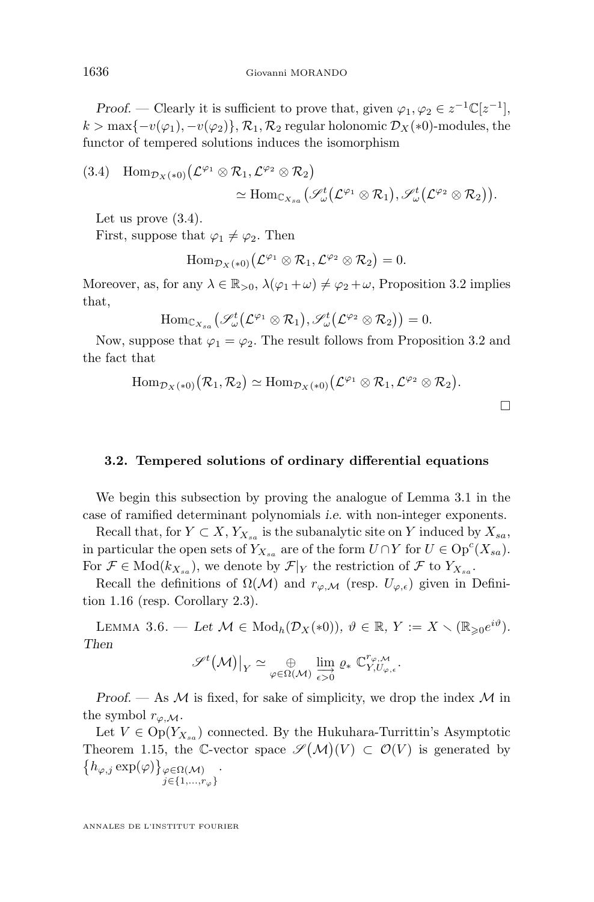*Proof.* — Clearly it is sufficient to prove that, given $\varphi_1, \varphi_2 \in z^{-1}\mathbb{C}[z^{-1}]$, $k > \max\{-v(\varphi_1), -v(\varphi_2)\}$, $\mathcal{R}_1, \mathcal{R}_2$ regular holonomic $\mathcal{D}_X(*0)$-modules, the functor of tempered solutions induces the isomorphism

$$\text{(3.4)}\quad \mathrm{Hom}_{\mathcal{D}_X(*0)}\big(\mathcal{L}^{\varphi_1} \otimes \mathcal{R}_1, \mathcal{L}^{\varphi_2} \otimes \mathcal{R}_2\big) \simeq \mathrm{Hom}_{\mathbb{C}_{X_{sa}}}\big(\mathscr{S}^t_\omega\big(\mathcal{L}^{\varphi_1} \otimes \mathcal{R}_1\big), \mathscr{S}^t_\omega\big(\mathcal{L}^{\varphi_2} \otimes \mathcal{R}_2\big)\big).$$

Let us prove (3.4).

First, suppose that $\varphi_1 \neq \varphi_2$. Then

$$\mathrm{Hom}_{\mathcal{D}_X(*0)}\big(\mathcal{L}^{\varphi_1} \otimes \mathcal{R}_1, \mathcal{L}^{\varphi_2} \otimes \mathcal{R}_2\big) = 0.$$

Moreover, as, for any $\lambda \in \mathbb{R}_{>0}$, $\lambda(\varphi_1 + \omega) \neq \varphi_2 + \omega$, Proposition 3.2 implies that,

$$\mathrm{Hom}_{\mathbb{C}_{X_{sa}}}\big(\mathscr{S}^t_\omega\big(\mathcal{L}^{\varphi_1} \otimes \mathcal{R}_1\big), \mathscr{S}^t_\omega\big(\mathcal{L}^{\varphi_2} \otimes \mathcal{R}_2\big)\big) = 0.$$

Now, suppose that $\varphi_1 = \varphi_2$. The result follows from Proposition 3.2 and the fact that

$$\mathrm{Hom}_{\mathcal{D}_X(*0)}\big(\mathcal{R}_1, \mathcal{R}_2\big) \simeq \mathrm{Hom}_{\mathcal{D}_X(*0)}\big(\mathcal{L}^{\varphi_1} \otimes \mathcal{R}_1, \mathcal{L}^{\varphi_2} \otimes \mathcal{R}_2\big).$$

$\square$

### 3.2. Tempered solutions of ordinary differential equations

We begin this subsection by proving the analogue of Lemma 3.1 in the case of ramified determinant polynomials *i.e.* with non-integer exponents.

Recall that, for $Y \subset X$, $Y_{X_{sa}}$ is the subanalytic site on $Y$ induced by $X_{sa}$, in particular the open sets of $Y_{X_{sa}}$ are of the form $U \cap Y$ for $U \in \mathrm{Op}^c(X_{sa})$. For $\mathcal{F} \in \mathrm{Mod}(k_{X_{sa}})$, we denote by $\mathcal{F}|_Y$ the restriction of $\mathcal{F}$ to $Y_{X_{sa}}$.

Recall the definitions of $\Omega(\mathcal{M})$ and $r_{\varphi,\mathcal{M}}$ (resp. $U_{\varphi,\epsilon}$) given in Definition 1.16 (resp. Corollary 2.3).

Lemma 3.6. — *Let $\mathcal{M} \in \mathrm{Mod}_h(\mathcal{D}_X(*0))$, $\vartheta \in \mathbb{R}$, $Y := X \smallsetminus (\mathbb{R}_{\geqslant 0}e^{i\vartheta})$. Then*

$$\mathscr{S}^t\big(\mathcal{M}\big)\big|_Y \simeq \bigoplus_{\varphi \in \Omega(\mathcal{M})} \varinjlim_{\epsilon > 0} \varrho_* \, \mathbb{C}^{r_{\varphi,\mathcal{M}}}_{Y, U_{\varphi,\epsilon}}.$$

*Proof.* — As $\mathcal{M}$ is fixed, for sake of simplicity, we drop the index $\mathcal{M}$ in the symbol $r_{\varphi,\mathcal{M}}$.

Let $V \in \mathrm{Op}(Y_{X_{sa}})$ connected. By the Hukuhara-Turrittin's Asymptotic Theorem 1.15, the $\mathbb{C}$-vector space $\mathscr{S}\big(\mathcal{M}\big)(V) \subset \mathcal{O}(V)$ is generated by $\big\{h_{\varphi,j} \exp(\varphi)\big\}_{\substack{\varphi \in \Omega(\mathcal{M}) \\ j \in \{1,\ldots,r_\varphi\}}}$.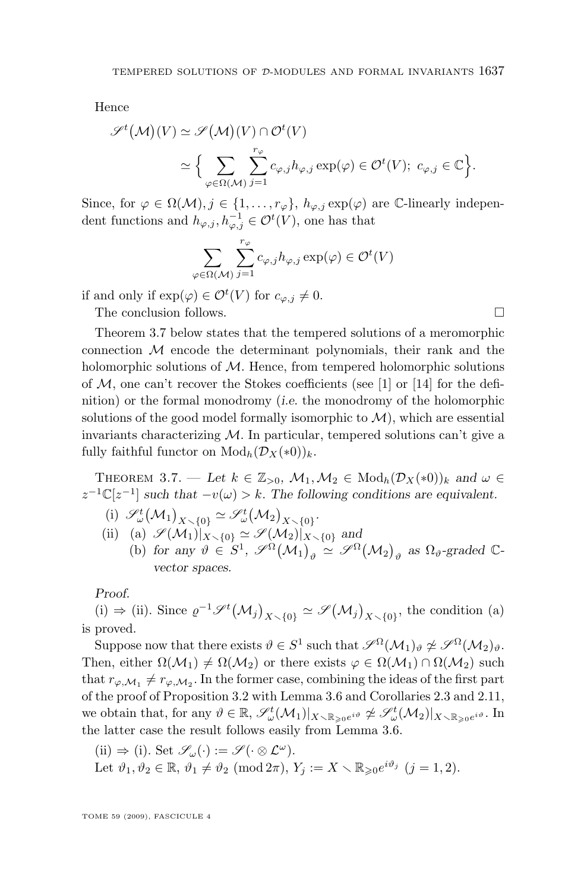Hence

$$\mathscr{S}^t(\mathcal{M})(V) \simeq \mathscr{S}(\mathcal{M})(V) \cap \mathcal{O}^t(V)$$
$$\simeq \Big\{ \sum_{\varphi\in\Omega(\mathcal{M})} \sum_{j=1}^{r_\varphi} c_{\varphi,j} h_{\varphi,j} \exp(\varphi) \in \mathcal{O}^t(V);\ c_{\varphi,j} \in \mathbb{C} \Big\}.$$

Since, for $\varphi \in \Omega(\mathcal{M}), j \in \{1,\ldots,r_\varphi\}$, $h_{\varphi,j}\exp(\varphi)$ are $\mathbb{C}$-linearly independent functions and $h_{\varphi,j}, h_{\varphi,j}^{-1} \in \mathcal{O}^t(V)$, one has that

$$\sum_{\varphi\in\Omega(\mathcal{M})} \sum_{j=1}^{r_\varphi} c_{\varphi,j} h_{\varphi,j} \exp(\varphi) \in \mathcal{O}^t(V)$$

if and only if $\exp(\varphi) \in \mathcal{O}^t(V)$ for $c_{\varphi,j} \neq 0$.

The conclusion follows. □

Theorem 3.7 below states that the tempered solutions of a meromorphic connection $\mathcal{M}$ encode the determinant polynomials, their rank and the holomorphic solutions of $\mathcal{M}$. Hence, from tempered holomorphic solutions of $\mathcal{M}$, one can't recover the Stokes coefficients (see [1] or [14] for the definition) or the formal monodromy (*i.e.* the monodromy of the holomorphic solutions of the good model formally isomorphic to $\mathcal{M}$), which are essential invariants characterizing $\mathcal{M}$. In particular, tempered solutions can't give a fully faithful functor on $\mathrm{Mod}_h(\mathcal{D}_X(*0))_k$.

Theorem 3.7. — *Let $k \in \mathbb{Z}_{>0}$, $\mathcal{M}_1, \mathcal{M}_2 \in \mathrm{Mod}_h(\mathcal{D}_X(*0))_k$ and $\omega \in z^{-1}\mathbb{C}[z^{-1}]$ such that $-v(\omega) > k$. The following conditions are equivalent.*

- (i) $\mathscr{S}^t_\omega(\mathcal{M}_1)_{X\smallsetminus\{0\}} \simeq \mathscr{S}^t_\omega(\mathcal{M}_2)_{X\smallsetminus\{0\}}$.
- (ii) (a) $\mathscr{S}(\mathcal{M}_1)|_{X\smallsetminus\{0\}} \simeq \mathscr{S}(\mathcal{M}_2)|_{X\smallsetminus\{0\}}$ *and*
  - (b) *for any $\vartheta \in S^1$, $\mathscr{S}^\Omega(\mathcal{M}_1)_\vartheta \simeq \mathscr{S}^\Omega(\mathcal{M}_2)_\vartheta$ as $\Omega_\vartheta$-graded $\mathbb{C}$-vector spaces.*

*Proof.*

(i) ⇒ (ii). Since $\varrho^{-1}\mathscr{S}^t(\mathcal{M}_j)_{X\smallsetminus\{0\}} \simeq \mathscr{S}(\mathcal{M}_j)_{X\smallsetminus\{0\}}$, the condition (a) is proved.

Suppose now that there exists $\vartheta \in S^1$ such that $\mathscr{S}^\Omega(\mathcal{M}_1)_\vartheta \not\simeq \mathscr{S}^\Omega(\mathcal{M}_2)_\vartheta$. Then, either $\Omega(\mathcal{M}_1) \neq \Omega(\mathcal{M}_2)$ or there exists $\varphi \in \Omega(\mathcal{M}_1) \cap \Omega(\mathcal{M}_2)$ such that $r_{\varphi,\mathcal{M}_1} \neq r_{\varphi,\mathcal{M}_2}$. In the former case, combining the ideas of the first part of the proof of Proposition 3.2 with Lemma 3.6 and Corollaries 2.3 and 2.11, we obtain that, for any $\vartheta \in \mathbb{R}$, $\mathscr{S}^t_\omega(\mathcal{M}_1)|_{X\smallsetminus\mathbb{R}_{\geqslant 0}e^{i\vartheta}} \not\simeq \mathscr{S}^t_\omega(\mathcal{M}_2)|_{X\smallsetminus\mathbb{R}_{\geqslant 0}e^{i\vartheta}}$. In the latter case the result follows easily from Lemma 3.6.

(ii) ⇒ (i). Set $\mathscr{S}_\omega(\cdot) := \mathscr{S}(\cdot \otimes \mathcal{L}^\omega)$.

Let $\vartheta_1, \vartheta_2 \in \mathbb{R}$, $\vartheta_1 \neq \vartheta_2 \pmod{2\pi}$, $Y_j := X \smallsetminus \mathbb{R}_{\geqslant 0}e^{i\vartheta_j}$ $(j = 1, 2)$.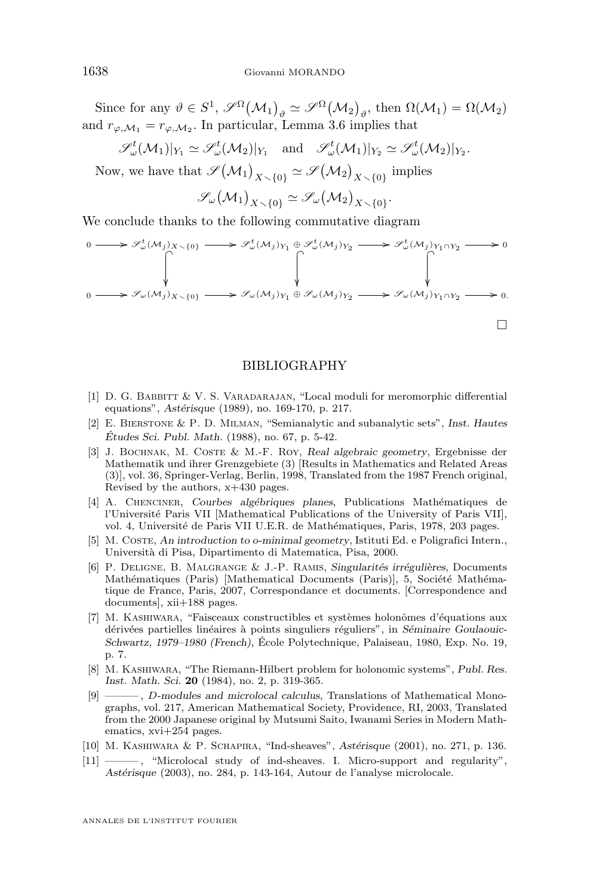Since for any $\vartheta \in S^1$, $\mathscr{S}^\Omega(\mathcal{M}_1)_\vartheta \simeq \mathscr{S}^\Omega(\mathcal{M}_2)_\vartheta$, then $\Omega(\mathcal{M}_1) = \Omega(\mathcal{M}_2)$ and $r_{\varphi,\mathcal{M}_1} = r_{\varphi,\mathcal{M}_2}$. In particular, Lemma 3.6 implies that

$$\mathscr{S}^t_\omega(\mathcal{M}_1)|_{Y_1} \simeq \mathscr{S}^t_\omega(\mathcal{M}_2)|_{Y_1} \quad \text{and} \quad \mathscr{S}^t_\omega(\mathcal{M}_1)|_{Y_2} \simeq \mathscr{S}^t_\omega(\mathcal{M}_2)|_{Y_2}.$$

Now, we have that $\mathscr{S}(\mathcal{M}_1)_{X\smallsetminus\{0\}} \simeq \mathscr{S}(\mathcal{M}_2)_{X\smallsetminus\{0\}}$ implies

$$\mathscr{S}_\omega(\mathcal{M}_1)_{X\smallsetminus\{0\}} \simeq \mathscr{S}_\omega(\mathcal{M}_2)_{X\smallsetminus\{0\}}.$$

We conclude thanks to the following commutative diagram

$$\begin{array}{ccccccccc}
0 & \longrightarrow & \mathscr{S}^t_\omega(\mathcal{M}_j)_{X\smallsetminus\{0\}} & \longrightarrow & \mathscr{S}^t_\omega(\mathcal{M}_j)_{Y_1} \oplus \mathscr{S}^t_\omega(\mathcal{M}_j)_{Y_2} & \longrightarrow & \mathscr{S}^t_\omega(\mathcal{M}_j)_{Y_1\cap Y_2} & \longrightarrow & 0 \\
 & & \downarrow & & \downarrow & & \downarrow & & \\
0 & \longrightarrow & \mathscr{S}_\omega(\mathcal{M}_j)_{X\smallsetminus\{0\}} & \longrightarrow & \mathscr{S}_\omega(\mathcal{M}_j)_{Y_1} \oplus \mathscr{S}_\omega(\mathcal{M}_j)_{Y_2} & \longrightarrow & \mathscr{S}_\omega(\mathcal{M}_j)_{Y_1\cap Y_2} & \longrightarrow & 0.
\end{array}$$

□

## BIBLIOGRAPHY

[1] D. G. Babbitt & V. S. Varadarajan, "Local moduli for meromorphic differential equations", *Astérisque* (1989), no. 169-170, p. 217.

[2] E. Bierstone & P. D. Milman, "Semianalytic and subanalytic sets", *Inst. Hautes Études Sci. Publ. Math.* (1988), no. 67, p. 5-42.

[3] J. Bochnak, M. Coste & M.-F. Roy, *Real algebraic geometry*, Ergebnisse der Mathematik und ihrer Grenzgebiete (3) [Results in Mathematics and Related Areas (3)], vol. 36, Springer-Verlag, Berlin, 1998, Translated from the 1987 French original, Revised by the authors, x+430 pages.

[4] A. Chenciner, *Courbes algébriques planes*, Publications Mathématiques de l'Université Paris VII [Mathematical Publications of the University of Paris VII], vol. 4, Université de Paris VII U.E.R. de Mathématiques, Paris, 1978, 203 pages.

[5] M. Coste, *An introduction to o-minimal geometry*, Istituti Ed. e Poligrafici Intern., Università di Pisa, Dipartimento di Matematica, Pisa, 2000.

[6] P. Deligne, B. Malgrange & J.-P. Ramis, *Singularités irrégulières*, Documents Mathématiques (Paris) [Mathematical Documents (Paris)], 5, Société Mathématique de France, Paris, 2007, Correspondance et documents. [Correspondence and documents], xii+188 pages.

[7] M. Kashiwara, "Faisceaux constructibles et systèmes holonômes d'équations aux dérivées partielles linéaires à points singuliers réguliers", in *Séminaire Goulaouic-Schwartz, 1979–1980 (French)*, École Polytechnique, Palaiseau, 1980, Exp. No. 19, p. 7.

[8] M. Kashiwara, "The Riemann-Hilbert problem for holonomic systems", *Publ. Res. Inst. Math. Sci.* **20** (1984), no. 2, p. 319-365.

[9] ———, *D-modules and microlocal calculus*, Translations of Mathematical Monographs, vol. 217, American Mathematical Society, Providence, RI, 2003, Translated from the 2000 Japanese original by Mutsumi Saito, Iwanami Series in Modern Mathematics, xvi+254 pages.

[10] M. Kashiwara & P. Schapira, "Ind-sheaves", *Astérisque* (2001), no. 271, p. 136.

[11] ———, "Microlocal study of ind-sheaves. I. Micro-support and regularity", *Astérisque* (2003), no. 284, p. 143-164, Autour de l'analyse microlocale.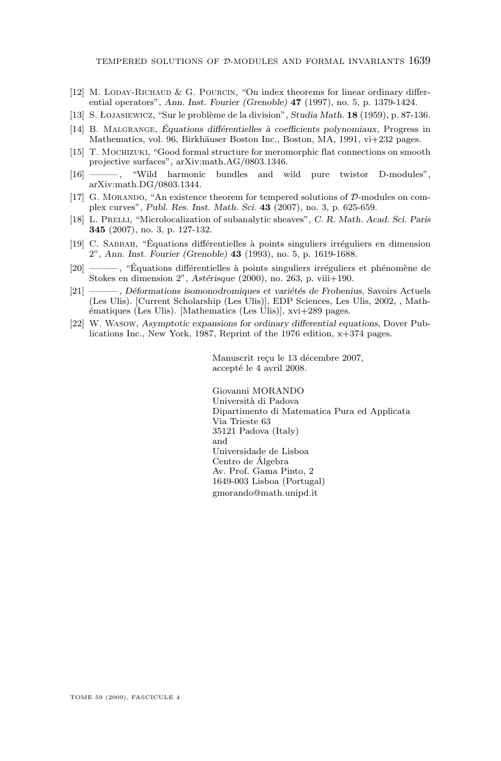[12] M. Loday-Richaud & G. Pourcin, "On index theorems for linear ordinary differential operators", *Ann. Inst. Fourier (Grenoble)* **47** (1997), no. 5, p. 1379-1424.

[13] S. Łojasiewicz, "Sur le problème de la division", *Studia Math.* **18** (1959), p. 87-136.

[14] B. Malgrange, *Équations différentielles à coefficients polynomiaux*, Progress in Mathematics, vol. 96, Birkhäuser Boston Inc., Boston, MA, 1991, vi+232 pages.

[15] T. Mochizuki, "Good formal structure for meromorphic flat connections on smooth projective surfaces", arXiv:math.AG/0803.1346.

[16] ———, "Wild harmonic bundles and wild pure twistor D-modules", arXiv:math.DG/0803.1344.

[17] G. Morando, "An existence theorem for tempered solutions of $\mathcal{D}$-modules on complex curves", *Publ. Res. Inst. Math. Sci.* **43** (2007), no. 3, p. 625-659.

[18] L. Prelli, "Microlocalization of subanalytic sheaves", *C. R. Math. Acad. Sci. Paris* **345** (2007), no. 3, p. 127-132.

[19] C. Sabbah, "Équations différentielles à points singuliers irréguliers en dimension 2", *Ann. Inst. Fourier (Grenoble)* **43** (1993), no. 5, p. 1619-1688.

[20] ———, "Équations différentielles à points singuliers irréguliers et phénomène de Stokes en dimension 2", *Astérisque* (2000), no. 263, p. viii+190.

[21] ———, *Déformations isomonodromiques et variétés de Frobenius*, Savoirs Actuels (Les Ulis). [Current Scholarship (Les Ulis)], EDP Sciences, Les Ulis, 2002, , Mathématiques (Les Ulis). [Mathematics (Les Ulis)], xvi+289 pages.

[22] W. Wasow, *Asymptotic expansions for ordinary differential equations*, Dover Publications Inc., New York, 1987, Reprint of the 1976 edition, x+374 pages.

Manuscrit reçu le 13 décembre 2007,
accepté le 4 avril 2008.

Giovanni MORANDO
Università di Padova
Dipartimento di Matematica Pura ed Applicata
Via Trieste 63
35121 Padova (Italy)
and
Universidade de Lisboa
Centro de Álgebra
Av. Prof. Gama Pinto, 2
1649-003 Lisboa (Portugal)
gmorando@math.unipd.it